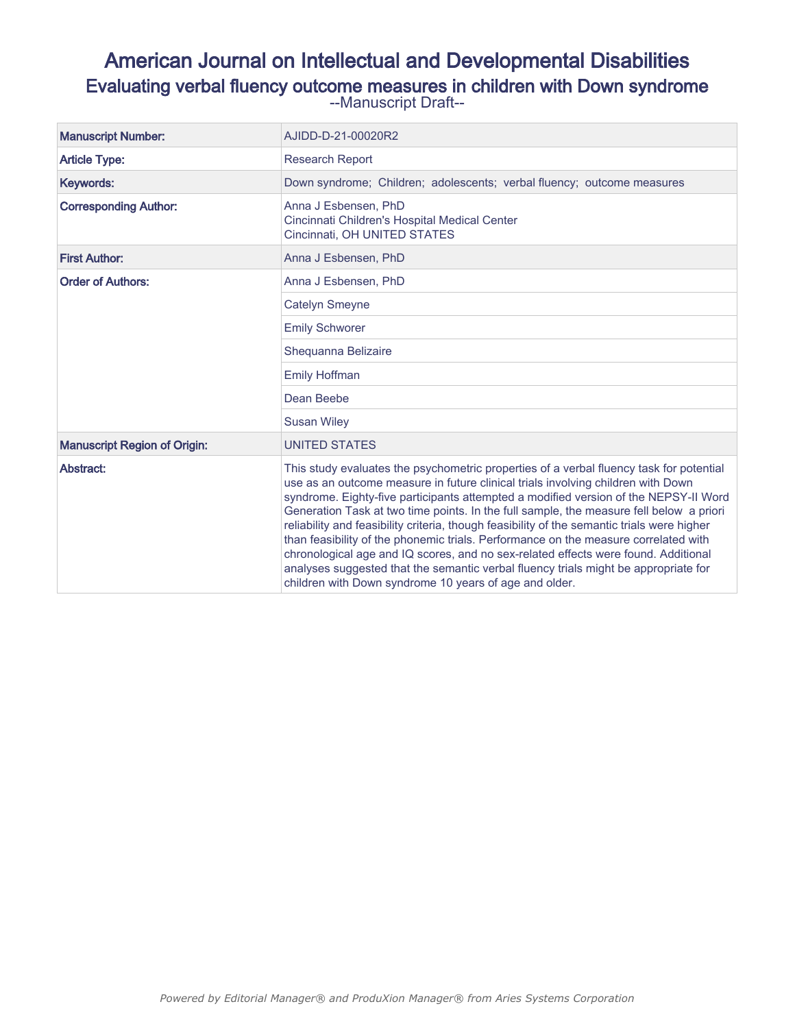# American Journal on Intellectual and Developmental Disabilities

## Evaluating verbal fluency outcome measures in children with Down syndrome

--Manuscript Draft--

| | |
|---|---|
| **Manuscript Number:** | AJIDD-D-21-00020R2 |
| **Article Type:** | Research Report |
| **Keywords:** | Down syndrome; Children; adolescents; verbal fluency; outcome measures |
| **Corresponding Author:** | Anna J Esbensen, PhD<br>Cincinnati Children's Hospital Medical Center<br>Cincinnati, OH UNITED STATES |
| **First Author:** | Anna J Esbensen, PhD |
| **Order of Authors:** | Anna J Esbensen, PhD |
| | Catelyn Smeyne |
| | Emily Schworer |
| | Shequanna Belizaire |
| | Emily Hoffman |
| | Dean Beebe |
| | Susan Wiley |
| **Manuscript Region of Origin:** | UNITED STATES |
| **Abstract:** | This study evaluates the psychometric properties of a verbal fluency task for potential use as an outcome measure in future clinical trials involving children with Down syndrome. Eighty-five participants attempted a modified version of the NEPSY-II Word Generation Task at two time points. In the full sample, the measure fell below a priori reliability and feasibility criteria, though feasibility of the semantic trials were higher than feasibility of the phonemic trials. Performance on the measure correlated with chronological age and IQ scores, and no sex-related effects were found. Additional analyses suggested that the semantic verbal fluency trials might be appropriate for children with Down syndrome 10 years of age and older. |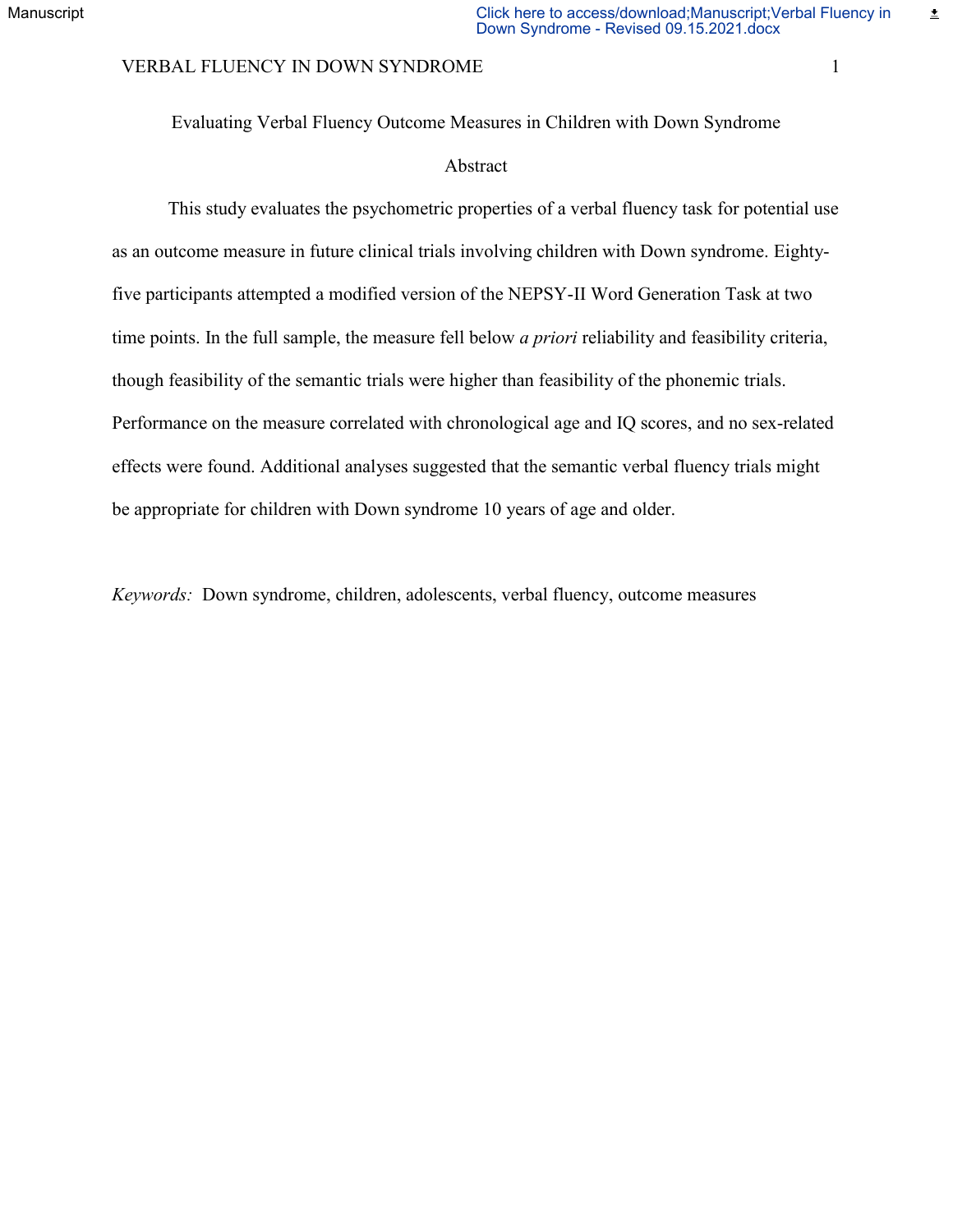# Evaluating Verbal Fluency Outcome Measures in Children with Down Syndrome

## Abstract

This study evaluates the psychometric properties of a verbal fluency task for potential use as an outcome measure in future clinical trials involving children with Down syndrome. Eighty-five participants attempted a modified version of the NEPSY-II Word Generation Task at two time points. In the full sample, the measure fell below *a priori* reliability and feasibility criteria, though feasibility of the semantic trials were higher than feasibility of the phonemic trials. Performance on the measure correlated with chronological age and IQ scores, and no sex-related effects were found. Additional analyses suggested that the semantic verbal fluency trials might be appropriate for children with Down syndrome 10 years of age and older.

*Keywords:* Down syndrome, children, adolescents, verbal fluency, outcome measures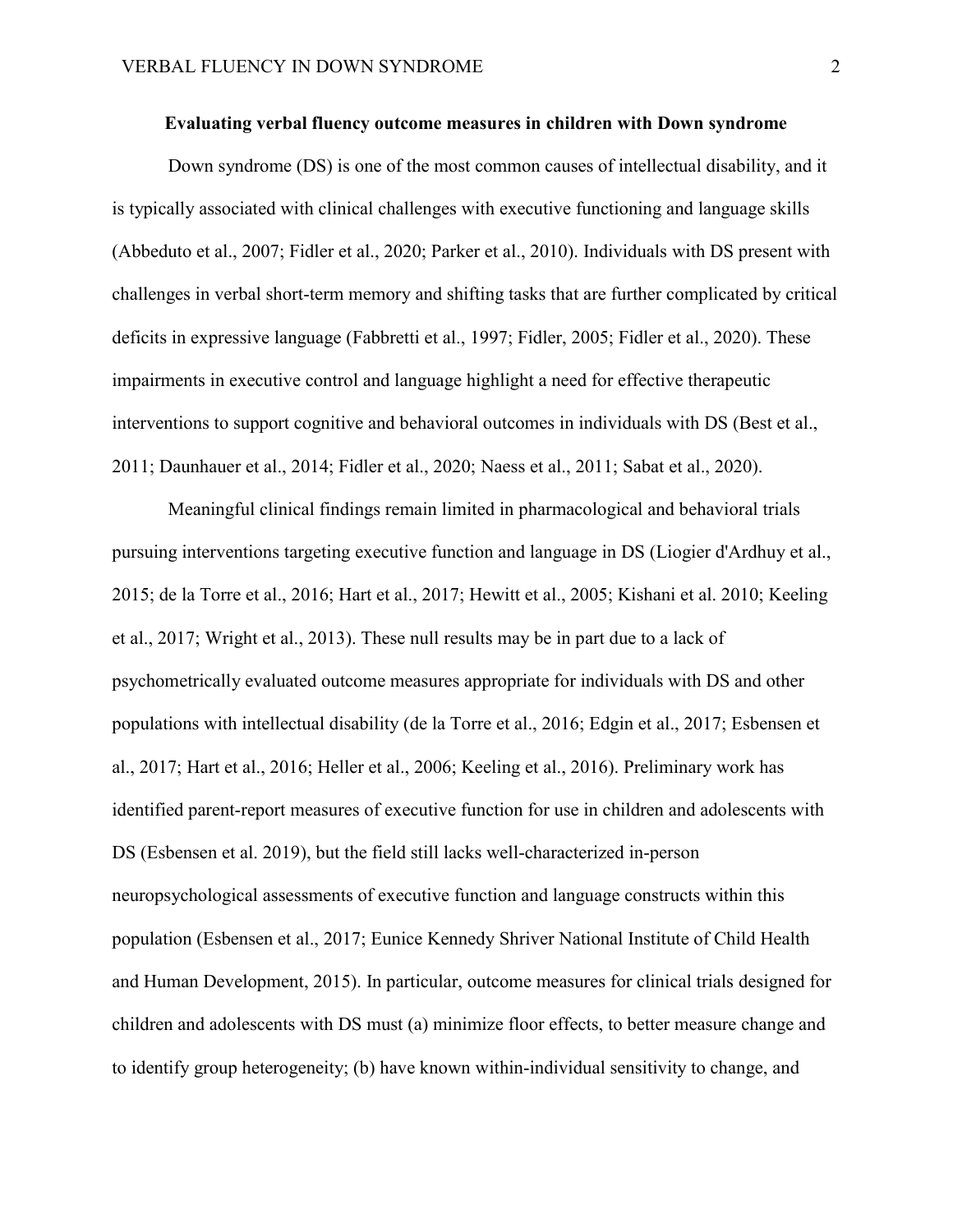**Evaluating verbal fluency outcome measures in children with Down syndrome**

Down syndrome (DS) is one of the most common causes of intellectual disability, and it is typically associated with clinical challenges with executive functioning and language skills (Abbeduto et al., 2007; Fidler et al., 2020; Parker et al., 2010). Individuals with DS present with challenges in verbal short-term memory and shifting tasks that are further complicated by critical deficits in expressive language (Fabbretti et al., 1997; Fidler, 2005; Fidler et al., 2020). These impairments in executive control and language highlight a need for effective therapeutic interventions to support cognitive and behavioral outcomes in individuals with DS (Best et al., 2011; Daunhauer et al., 2014; Fidler et al., 2020; Naess et al., 2011; Sabat et al., 2020).

Meaningful clinical findings remain limited in pharmacological and behavioral trials pursuing interventions targeting executive function and language in DS (Liogier d'Ardhuy et al., 2015; de la Torre et al., 2016; Hart et al., 2017; Hewitt et al., 2005; Kishani et al. 2010; Keeling et al., 2017; Wright et al., 2013). These null results may be in part due to a lack of psychometrically evaluated outcome measures appropriate for individuals with DS and other populations with intellectual disability (de la Torre et al., 2016; Edgin et al., 2017; Esbensen et al., 2017; Hart et al., 2016; Heller et al., 2006; Keeling et al., 2016). Preliminary work has identified parent-report measures of executive function for use in children and adolescents with DS (Esbensen et al. 2019), but the field still lacks well-characterized in-person neuropsychological assessments of executive function and language constructs within this population (Esbensen et al., 2017; Eunice Kennedy Shriver National Institute of Child Health and Human Development, 2015). In particular, outcome measures for clinical trials designed for children and adolescents with DS must (a) minimize floor effects, to better measure change and to identify group heterogeneity; (b) have known within-individual sensitivity to change, and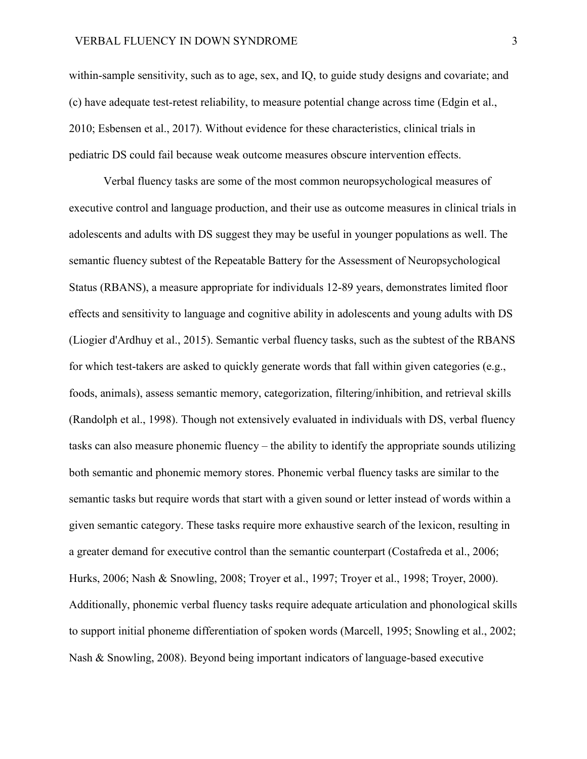within-sample sensitivity, such as to age, sex, and IQ, to guide study designs and covariate; and (c) have adequate test-retest reliability, to measure potential change across time (Edgin et al., 2010; Esbensen et al., 2017). Without evidence for these characteristics, clinical trials in pediatric DS could fail because weak outcome measures obscure intervention effects.

Verbal fluency tasks are some of the most common neuropsychological measures of executive control and language production, and their use as outcome measures in clinical trials in adolescents and adults with DS suggest they may be useful in younger populations as well. The semantic fluency subtest of the Repeatable Battery for the Assessment of Neuropsychological Status (RBANS), a measure appropriate for individuals 12-89 years, demonstrates limited floor effects and sensitivity to language and cognitive ability in adolescents and young adults with DS (Liogier d'Ardhuy et al., 2015). Semantic verbal fluency tasks, such as the subtest of the RBANS for which test-takers are asked to quickly generate words that fall within given categories (e.g., foods, animals), assess semantic memory, categorization, filtering/inhibition, and retrieval skills (Randolph et al., 1998). Though not extensively evaluated in individuals with DS, verbal fluency tasks can also measure phonemic fluency – the ability to identify the appropriate sounds utilizing both semantic and phonemic memory stores. Phonemic verbal fluency tasks are similar to the semantic tasks but require words that start with a given sound or letter instead of words within a given semantic category. These tasks require more exhaustive search of the lexicon, resulting in a greater demand for executive control than the semantic counterpart (Costafreda et al., 2006; Hurks, 2006; Nash & Snowling, 2008; Troyer et al., 1997; Troyer et al., 1998; Troyer, 2000). Additionally, phonemic verbal fluency tasks require adequate articulation and phonological skills to support initial phoneme differentiation of spoken words (Marcell, 1995; Snowling et al., 2002; Nash & Snowling, 2008). Beyond being important indicators of language-based executive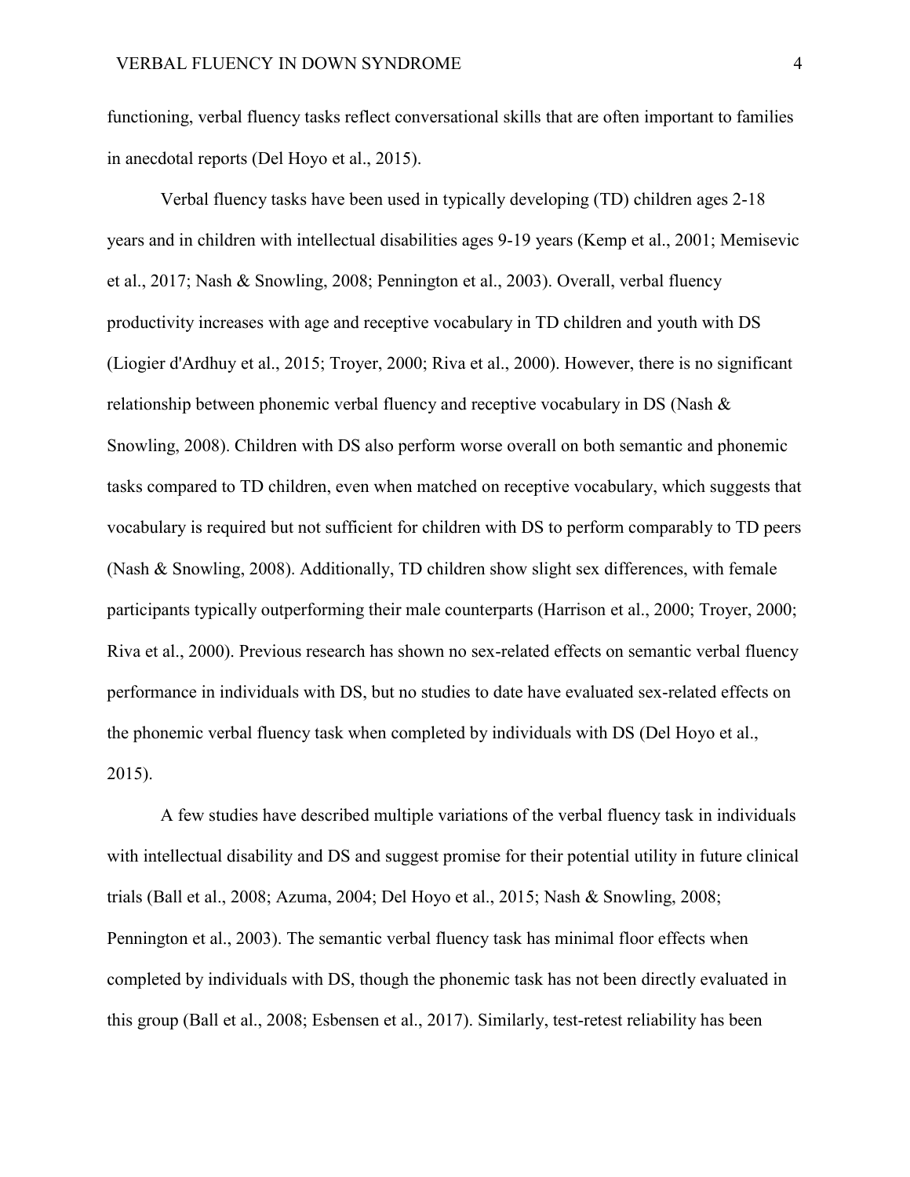functioning, verbal fluency tasks reflect conversational skills that are often important to families in anecdotal reports (Del Hoyo et al., 2015).

Verbal fluency tasks have been used in typically developing (TD) children ages 2-18 years and in children with intellectual disabilities ages 9-19 years (Kemp et al., 2001; Memisevic et al., 2017; Nash & Snowling, 2008; Pennington et al., 2003). Overall, verbal fluency productivity increases with age and receptive vocabulary in TD children and youth with DS (Liogier d'Ardhuy et al., 2015; Troyer, 2000; Riva et al., 2000). However, there is no significant relationship between phonemic verbal fluency and receptive vocabulary in DS (Nash & Snowling, 2008). Children with DS also perform worse overall on both semantic and phonemic tasks compared to TD children, even when matched on receptive vocabulary, which suggests that vocabulary is required but not sufficient for children with DS to perform comparably to TD peers (Nash & Snowling, 2008). Additionally, TD children show slight sex differences, with female participants typically outperforming their male counterparts (Harrison et al., 2000; Troyer, 2000; Riva et al., 2000). Previous research has shown no sex-related effects on semantic verbal fluency performance in individuals with DS, but no studies to date have evaluated sex-related effects on the phonemic verbal fluency task when completed by individuals with DS (Del Hoyo et al., 2015).

A few studies have described multiple variations of the verbal fluency task in individuals with intellectual disability and DS and suggest promise for their potential utility in future clinical trials (Ball et al., 2008; Azuma, 2004; Del Hoyo et al., 2015; Nash & Snowling, 2008; Pennington et al., 2003). The semantic verbal fluency task has minimal floor effects when completed by individuals with DS, though the phonemic task has not been directly evaluated in this group (Ball et al., 2008; Esbensen et al., 2017). Similarly, test-retest reliability has been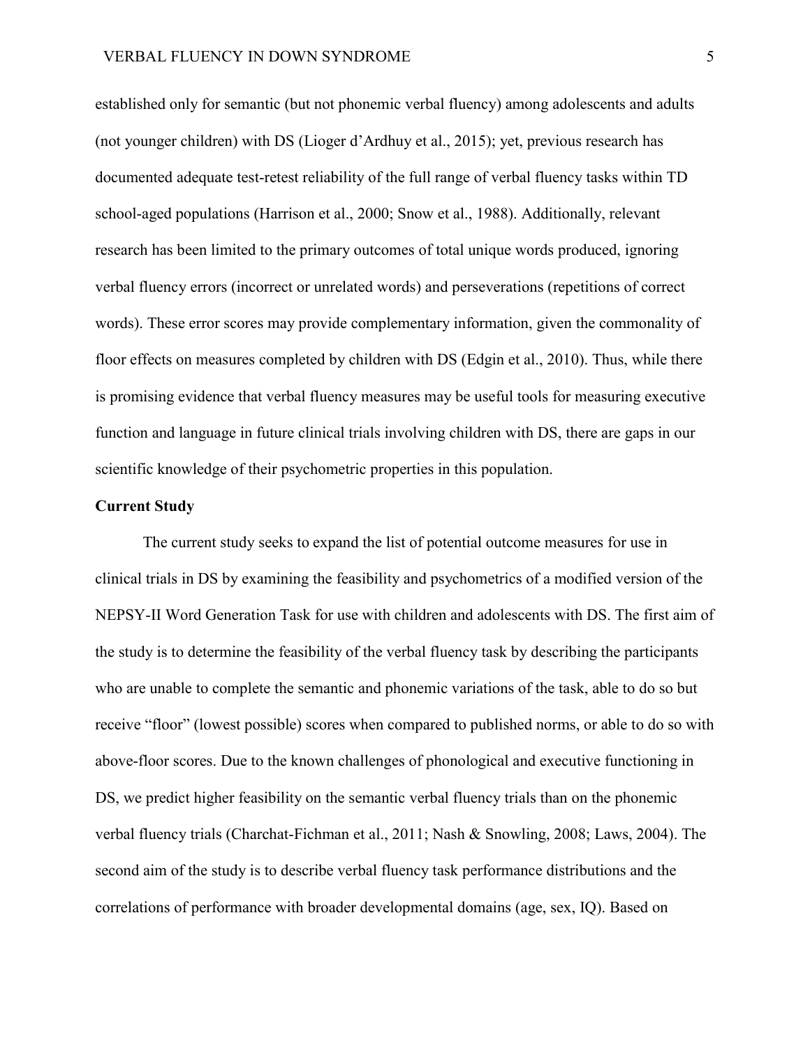established only for semantic (but not phonemic verbal fluency) among adolescents and adults (not younger children) with DS (Lioger d'Ardhuy et al., 2015); yet, previous research has documented adequate test-retest reliability of the full range of verbal fluency tasks within TD school-aged populations (Harrison et al., 2000; Snow et al., 1988). Additionally, relevant research has been limited to the primary outcomes of total unique words produced, ignoring verbal fluency errors (incorrect or unrelated words) and perseverations (repetitions of correct words). These error scores may provide complementary information, given the commonality of floor effects on measures completed by children with DS (Edgin et al., 2010). Thus, while there is promising evidence that verbal fluency measures may be useful tools for measuring executive function and language in future clinical trials involving children with DS, there are gaps in our scientific knowledge of their psychometric properties in this population.

## Current Study

The current study seeks to expand the list of potential outcome measures for use in clinical trials in DS by examining the feasibility and psychometrics of a modified version of the NEPSY-II Word Generation Task for use with children and adolescents with DS. The first aim of the study is to determine the feasibility of the verbal fluency task by describing the participants who are unable to complete the semantic and phonemic variations of the task, able to do so but receive "floor" (lowest possible) scores when compared to published norms, or able to do so with above-floor scores. Due to the known challenges of phonological and executive functioning in DS, we predict higher feasibility on the semantic verbal fluency trials than on the phonemic verbal fluency trials (Charchat-Fichman et al., 2011; Nash & Snowling, 2008; Laws, 2004). The second aim of the study is to describe verbal fluency task performance distributions and the correlations of performance with broader developmental domains (age, sex, IQ). Based on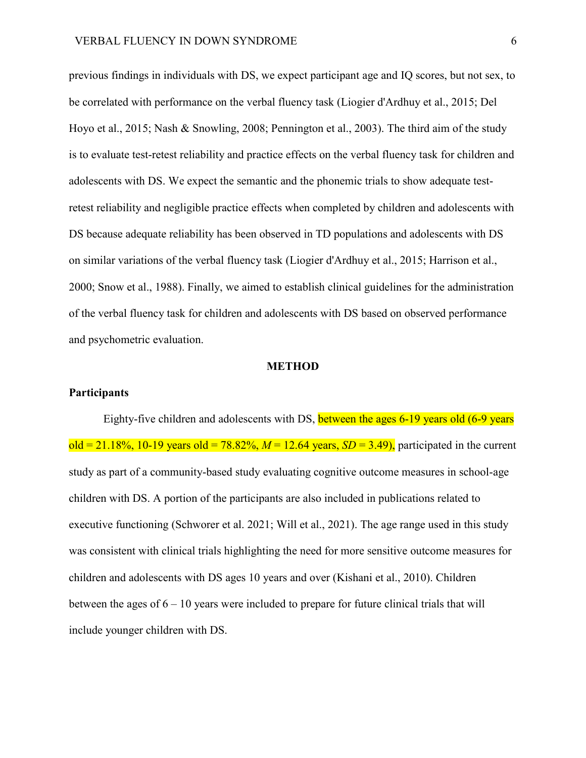previous findings in individuals with DS, we expect participant age and IQ scores, but not sex, to be correlated with performance on the verbal fluency task (Liogier d'Ardhuy et al., 2015; Del Hoyo et al., 2015; Nash & Snowling, 2008; Pennington et al., 2003). The third aim of the study is to evaluate test-retest reliability and practice effects on the verbal fluency task for children and adolescents with DS. We expect the semantic and the phonemic trials to show adequate test-retest reliability and negligible practice effects when completed by children and adolescents with DS because adequate reliability has been observed in TD populations and adolescents with DS on similar variations of the verbal fluency task (Liogier d'Ardhuy et al., 2015; Harrison et al., 2000; Snow et al., 1988). Finally, we aimed to establish clinical guidelines for the administration of the verbal fluency task for children and adolescents with DS based on observed performance and psychometric evaluation.

## METHOD

### Participants

Eighty-five children and adolescents with DS, between the ages 6-19 years old (6-9 years old = 21.18%, 10-19 years old = 78.82%, $M$ = 12.64 years, $SD$ = 3.49), participated in the current study as part of a community-based study evaluating cognitive outcome measures in school-age children with DS. A portion of the participants are also included in publications related to executive functioning (Schworer et al. 2021; Will et al., 2021). The age range used in this study was consistent with clinical trials highlighting the need for more sensitive outcome measures for children and adolescents with DS ages 10 years and over (Kishani et al., 2010). Children between the ages of 6 – 10 years were included to prepare for future clinical trials that will include younger children with DS.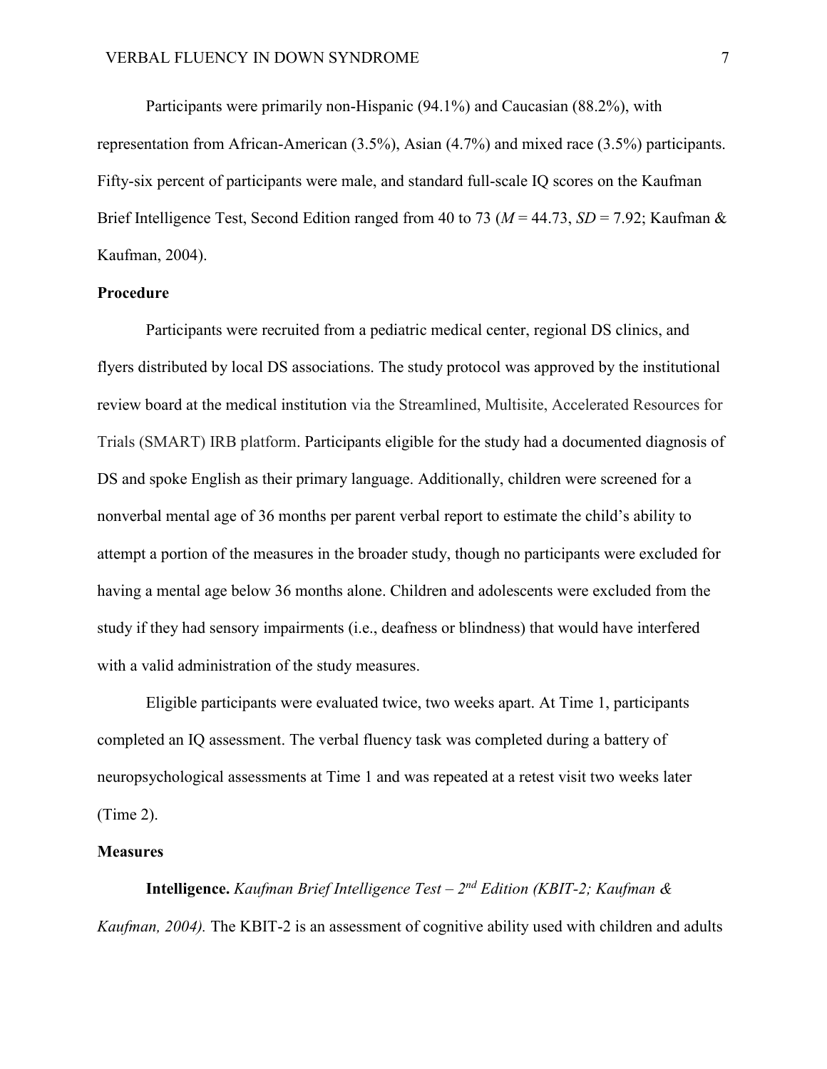Participants were primarily non-Hispanic (94.1%) and Caucasian (88.2%), with representation from African-American (3.5%), Asian (4.7%) and mixed race (3.5%) participants. Fifty-six percent of participants were male, and standard full-scale IQ scores on the Kaufman Brief Intelligence Test, Second Edition ranged from 40 to 73 ($M$ = 44.73, $SD$ = 7.92; Kaufman & Kaufman, 2004).

## Procedure

Participants were recruited from a pediatric medical center, regional DS clinics, and flyers distributed by local DS associations. The study protocol was approved by the institutional review board at the medical institution via the Streamlined, Multisite, Accelerated Resources for Trials (SMART) IRB platform. Participants eligible for the study had a documented diagnosis of DS and spoke English as their primary language. Additionally, children were screened for a nonverbal mental age of 36 months per parent verbal report to estimate the child's ability to attempt a portion of the measures in the broader study, though no participants were excluded for having a mental age below 36 months alone. Children and adolescents were excluded from the study if they had sensory impairments (i.e., deafness or blindness) that would have interfered with a valid administration of the study measures.

Eligible participants were evaluated twice, two weeks apart. At Time 1, participants completed an IQ assessment. The verbal fluency task was completed during a battery of neuropsychological assessments at Time 1 and was repeated at a retest visit two weeks later (Time 2).

## Measures

**Intelligence.** *Kaufman Brief Intelligence Test – 2nd Edition (KBIT-2; Kaufman & Kaufman, 2004).* The KBIT-2 is an assessment of cognitive ability used with children and adults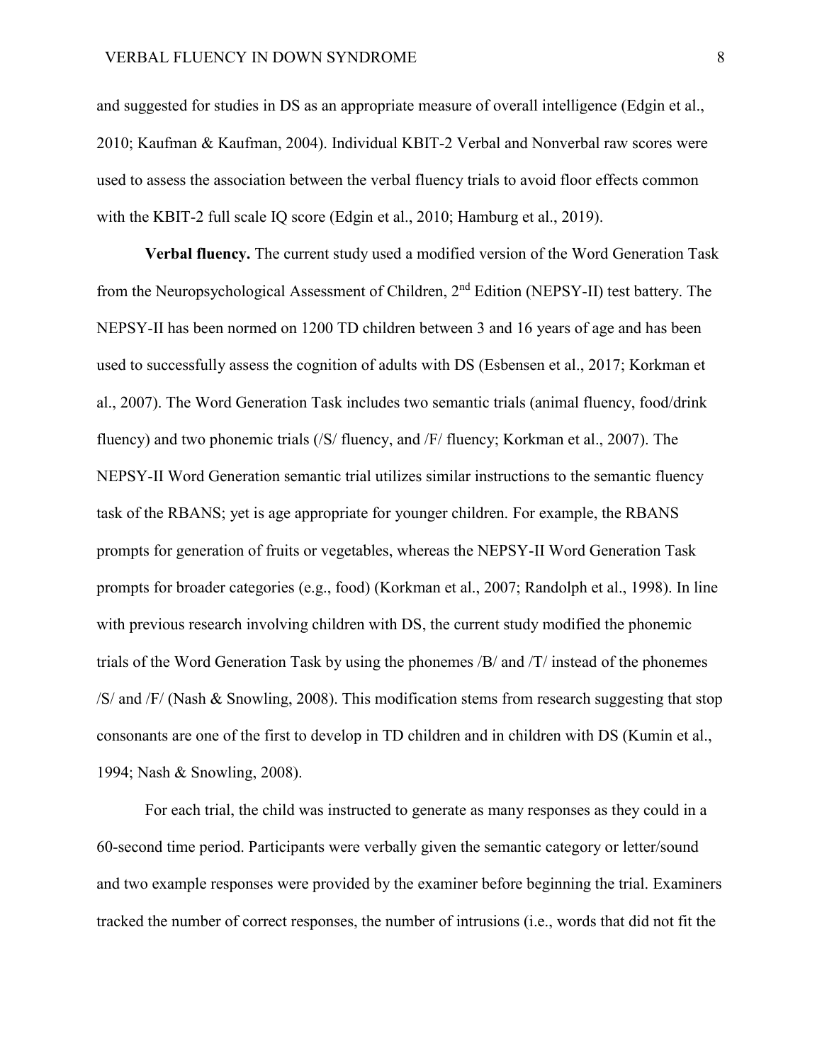and suggested for studies in DS as an appropriate measure of overall intelligence (Edgin et al., 2010; Kaufman & Kaufman, 2004). Individual KBIT-2 Verbal and Nonverbal raw scores were used to assess the association between the verbal fluency trials to avoid floor effects common with the KBIT-2 full scale IQ score (Edgin et al., 2010; Hamburg et al., 2019).

**Verbal fluency.** The current study used a modified version of the Word Generation Task from the Neuropsychological Assessment of Children, 2nd Edition (NEPSY-II) test battery. The NEPSY-II has been normed on 1200 TD children between 3 and 16 years of age and has been used to successfully assess the cognition of adults with DS (Esbensen et al., 2017; Korkman et al., 2007). The Word Generation Task includes two semantic trials (animal fluency, food/drink fluency) and two phonemic trials (/S/ fluency, and /F/ fluency; Korkman et al., 2007). The NEPSY-II Word Generation semantic trial utilizes similar instructions to the semantic fluency task of the RBANS; yet is age appropriate for younger children. For example, the RBANS prompts for generation of fruits or vegetables, whereas the NEPSY-II Word Generation Task prompts for broader categories (e.g., food) (Korkman et al., 2007; Randolph et al., 1998). In line with previous research involving children with DS, the current study modified the phonemic trials of the Word Generation Task by using the phonemes /B/ and /T/ instead of the phonemes /S/ and /F/ (Nash & Snowling, 2008). This modification stems from research suggesting that stop consonants are one of the first to develop in TD children and in children with DS (Kumin et al., 1994; Nash & Snowling, 2008).

For each trial, the child was instructed to generate as many responses as they could in a 60-second time period. Participants were verbally given the semantic category or letter/sound and two example responses were provided by the examiner before beginning the trial. Examiners tracked the number of correct responses, the number of intrusions (i.e., words that did not fit the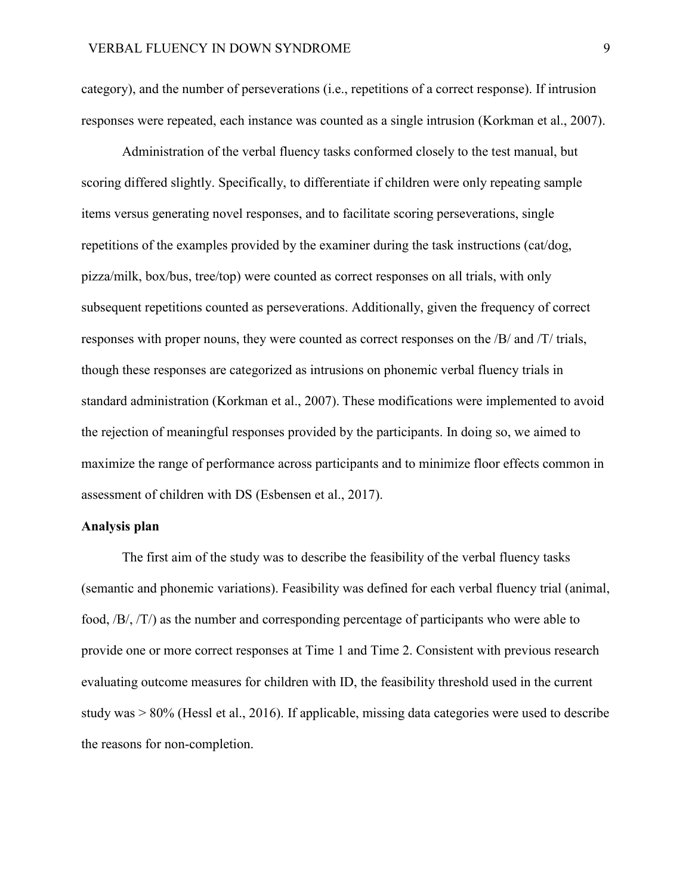category), and the number of perseverations (i.e., repetitions of a correct response). If intrusion responses were repeated, each instance was counted as a single intrusion (Korkman et al., 2007).

Administration of the verbal fluency tasks conformed closely to the test manual, but scoring differed slightly. Specifically, to differentiate if children were only repeating sample items versus generating novel responses, and to facilitate scoring perseverations, single repetitions of the examples provided by the examiner during the task instructions (cat/dog, pizza/milk, box/bus, tree/top) were counted as correct responses on all trials, with only subsequent repetitions counted as perseverations. Additionally, given the frequency of correct responses with proper nouns, they were counted as correct responses on the /B/ and /T/ trials, though these responses are categorized as intrusions on phonemic verbal fluency trials in standard administration (Korkman et al., 2007). These modifications were implemented to avoid the rejection of meaningful responses provided by the participants. In doing so, we aimed to maximize the range of performance across participants and to minimize floor effects common in assessment of children with DS (Esbensen et al., 2017).

**Analysis plan**

The first aim of the study was to describe the feasibility of the verbal fluency tasks (semantic and phonemic variations). Feasibility was defined for each verbal fluency trial (animal, food, /B/, /T/) as the number and corresponding percentage of participants who were able to provide one or more correct responses at Time 1 and Time 2. Consistent with previous research evaluating outcome measures for children with ID, the feasibility threshold used in the current study was > 80% (Hessl et al., 2016). If applicable, missing data categories were used to describe the reasons for non-completion.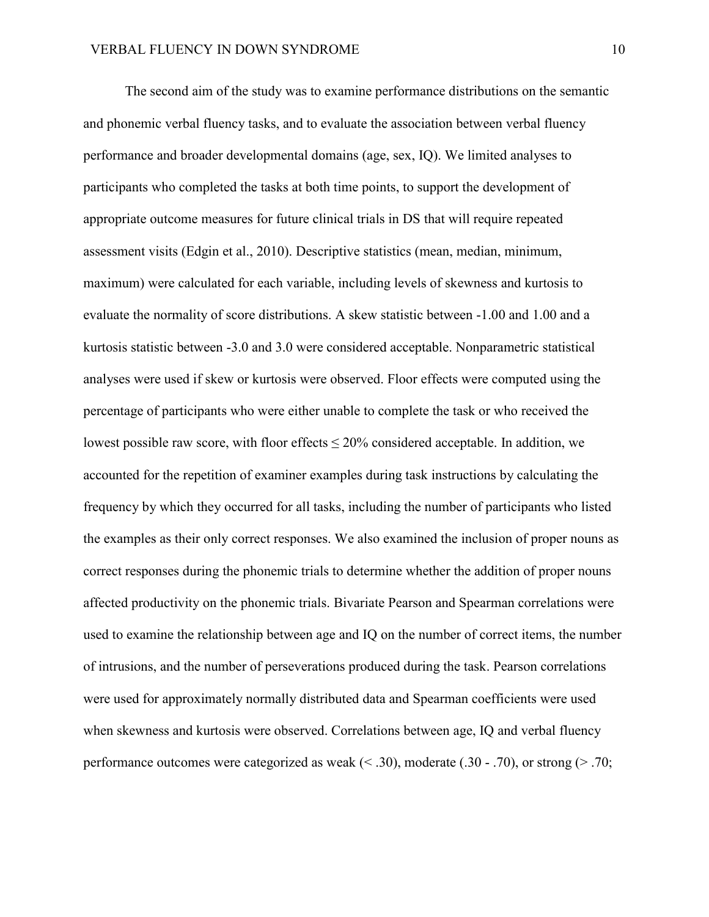The second aim of the study was to examine performance distributions on the semantic and phonemic verbal fluency tasks, and to evaluate the association between verbal fluency performance and broader developmental domains (age, sex, IQ). We limited analyses to participants who completed the tasks at both time points, to support the development of appropriate outcome measures for future clinical trials in DS that will require repeated assessment visits (Edgin et al., 2010). Descriptive statistics (mean, median, minimum, maximum) were calculated for each variable, including levels of skewness and kurtosis to evaluate the normality of score distributions. A skew statistic between -1.00 and 1.00 and a kurtosis statistic between -3.0 and 3.0 were considered acceptable. Nonparametric statistical analyses were used if skew or kurtosis were observed. Floor effects were computed using the percentage of participants who were either unable to complete the task or who received the lowest possible raw score, with floor effects ≤ 20% considered acceptable. In addition, we accounted for the repetition of examiner examples during task instructions by calculating the frequency by which they occurred for all tasks, including the number of participants who listed the examples as their only correct responses. We also examined the inclusion of proper nouns as correct responses during the phonemic trials to determine whether the addition of proper nouns affected productivity on the phonemic trials. Bivariate Pearson and Spearman correlations were used to examine the relationship between age and IQ on the number of correct items, the number of intrusions, and the number of perseverations produced during the task. Pearson correlations were used for approximately normally distributed data and Spearman coefficients were used when skewness and kurtosis were observed. Correlations between age, IQ and verbal fluency performance outcomes were categorized as weak (< .30), moderate (.30 - .70), or strong (> .70;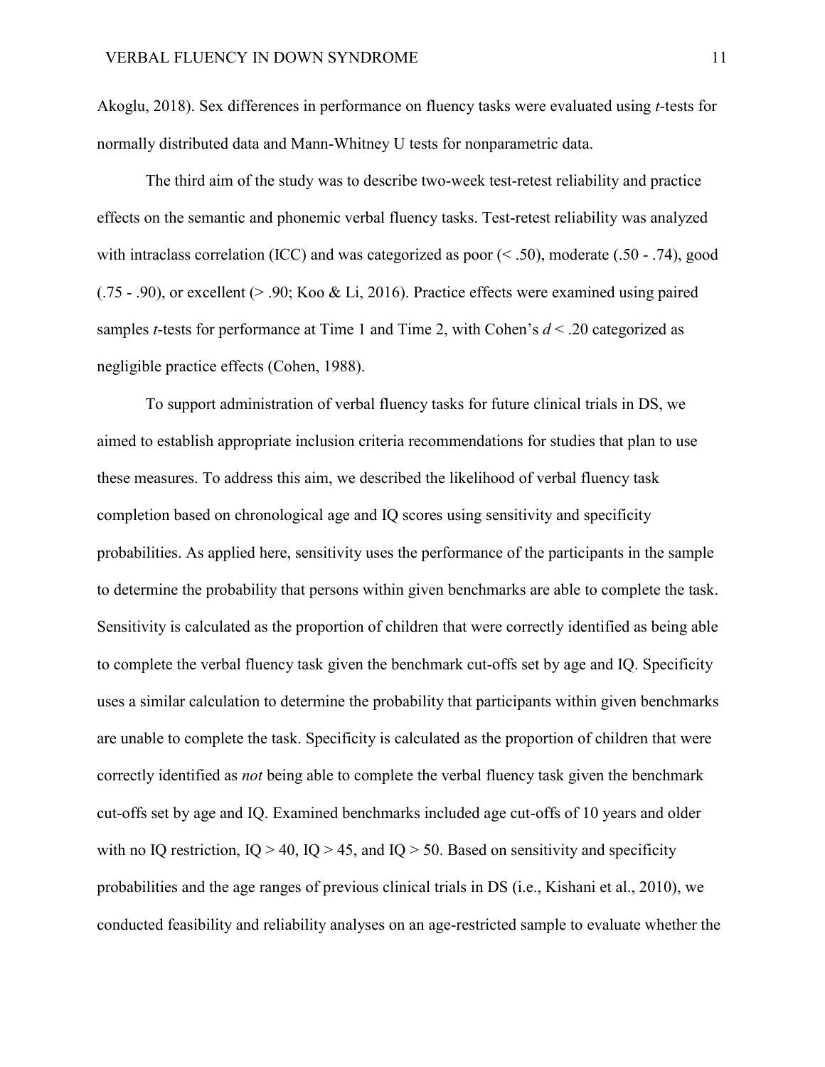Akoglu, 2018). Sex differences in performance on fluency tasks were evaluated using *t*-tests for normally distributed data and Mann-Whitney U tests for nonparametric data.

The third aim of the study was to describe two-week test-retest reliability and practice effects on the semantic and phonemic verbal fluency tasks. Test-retest reliability was analyzed with intraclass correlation (ICC) and was categorized as poor (< .50), moderate (.50 - .74), good (.75 - .90), or excellent (> .90; Koo & Li, 2016). Practice effects were examined using paired samples *t*-tests for performance at Time 1 and Time 2, with Cohen's $d < .20$ categorized as negligible practice effects (Cohen, 1988).

To support administration of verbal fluency tasks for future clinical trials in DS, we aimed to establish appropriate inclusion criteria recommendations for studies that plan to use these measures. To address this aim, we described the likelihood of verbal fluency task completion based on chronological age and IQ scores using sensitivity and specificity probabilities. As applied here, sensitivity uses the performance of the participants in the sample to determine the probability that persons within given benchmarks are able to complete the task. Sensitivity is calculated as the proportion of children that were correctly identified as being able to complete the verbal fluency task given the benchmark cut-offs set by age and IQ. Specificity uses a similar calculation to determine the probability that participants within given benchmarks are unable to complete the task. Specificity is calculated as the proportion of children that were correctly identified as *not* being able to complete the verbal fluency task given the benchmark cut-offs set by age and IQ. Examined benchmarks included age cut-offs of 10 years and older with no IQ restriction, IQ > 40, IQ > 45, and IQ > 50. Based on sensitivity and specificity probabilities and the age ranges of previous clinical trials in DS (i.e., Kishani et al., 2010), we conducted feasibility and reliability analyses on an age-restricted sample to evaluate whether the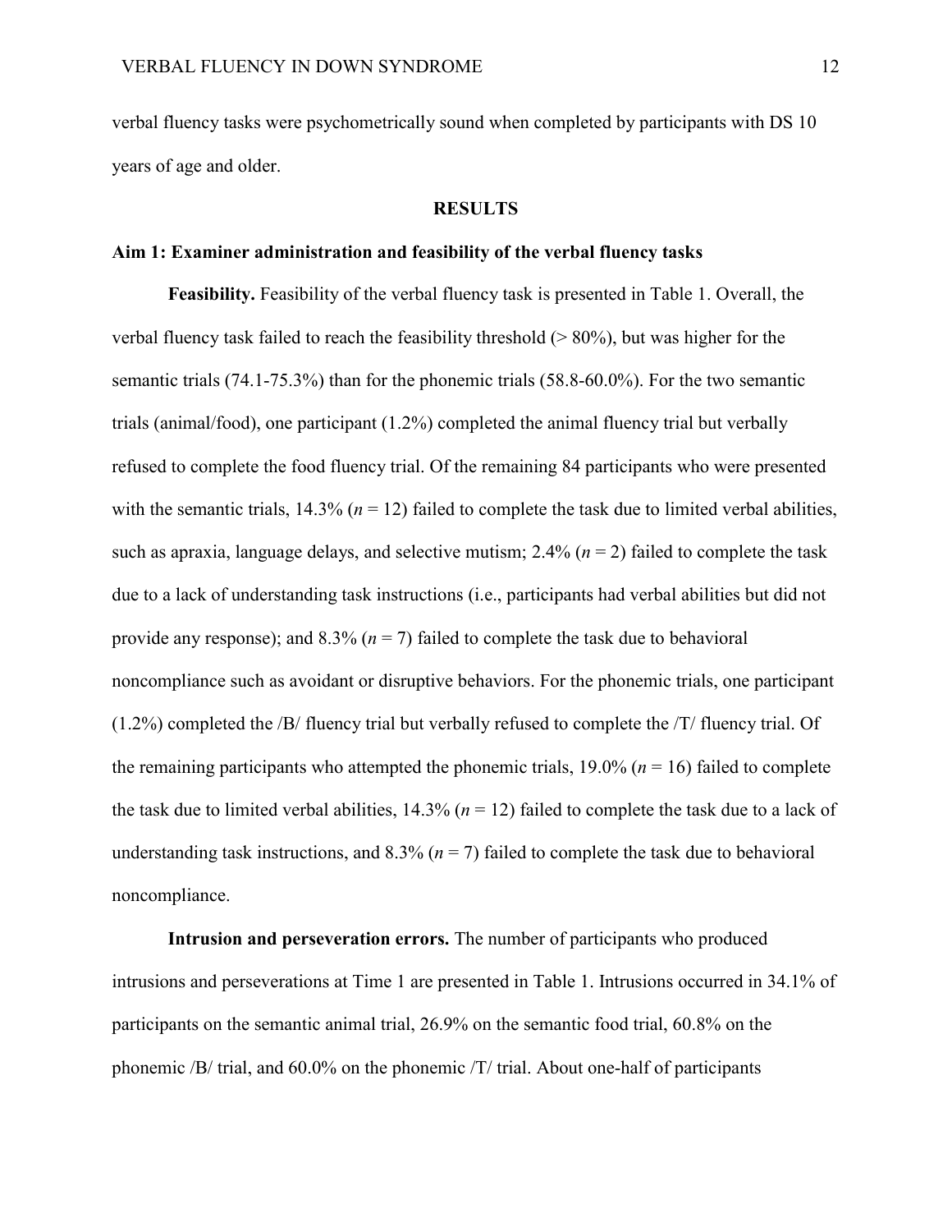verbal fluency tasks were psychometrically sound when completed by participants with DS 10 years of age and older.

## RESULTS

### Aim 1: Examiner administration and feasibility of the verbal fluency tasks

**Feasibility.** Feasibility of the verbal fluency task is presented in Table 1. Overall, the verbal fluency task failed to reach the feasibility threshold (> 80%), but was higher for the semantic trials (74.1-75.3%) than for the phonemic trials (58.8-60.0%). For the two semantic trials (animal/food), one participant (1.2%) completed the animal fluency trial but verbally refused to complete the food fluency trial. Of the remaining 84 participants who were presented with the semantic trials, 14.3% ($n$ = 12) failed to complete the task due to limited verbal abilities, such as apraxia, language delays, and selective mutism; 2.4% ($n$ = 2) failed to complete the task due to a lack of understanding task instructions (i.e., participants had verbal abilities but did not provide any response); and 8.3% ($n$ = 7) failed to complete the task due to behavioral noncompliance such as avoidant or disruptive behaviors. For the phonemic trials, one participant (1.2%) completed the /B/ fluency trial but verbally refused to complete the /T/ fluency trial. Of the remaining participants who attempted the phonemic trials, 19.0% ($n$ = 16) failed to complete the task due to limited verbal abilities, 14.3% ($n$ = 12) failed to complete the task due to a lack of understanding task instructions, and 8.3% ($n$ = 7) failed to complete the task due to behavioral noncompliance.

**Intrusion and perseveration errors.** The number of participants who produced intrusions and perseverations at Time 1 are presented in Table 1. Intrusions occurred in 34.1% of participants on the semantic animal trial, 26.9% on the semantic food trial, 60.8% on the phonemic /B/ trial, and 60.0% on the phonemic /T/ trial. About one-half of participants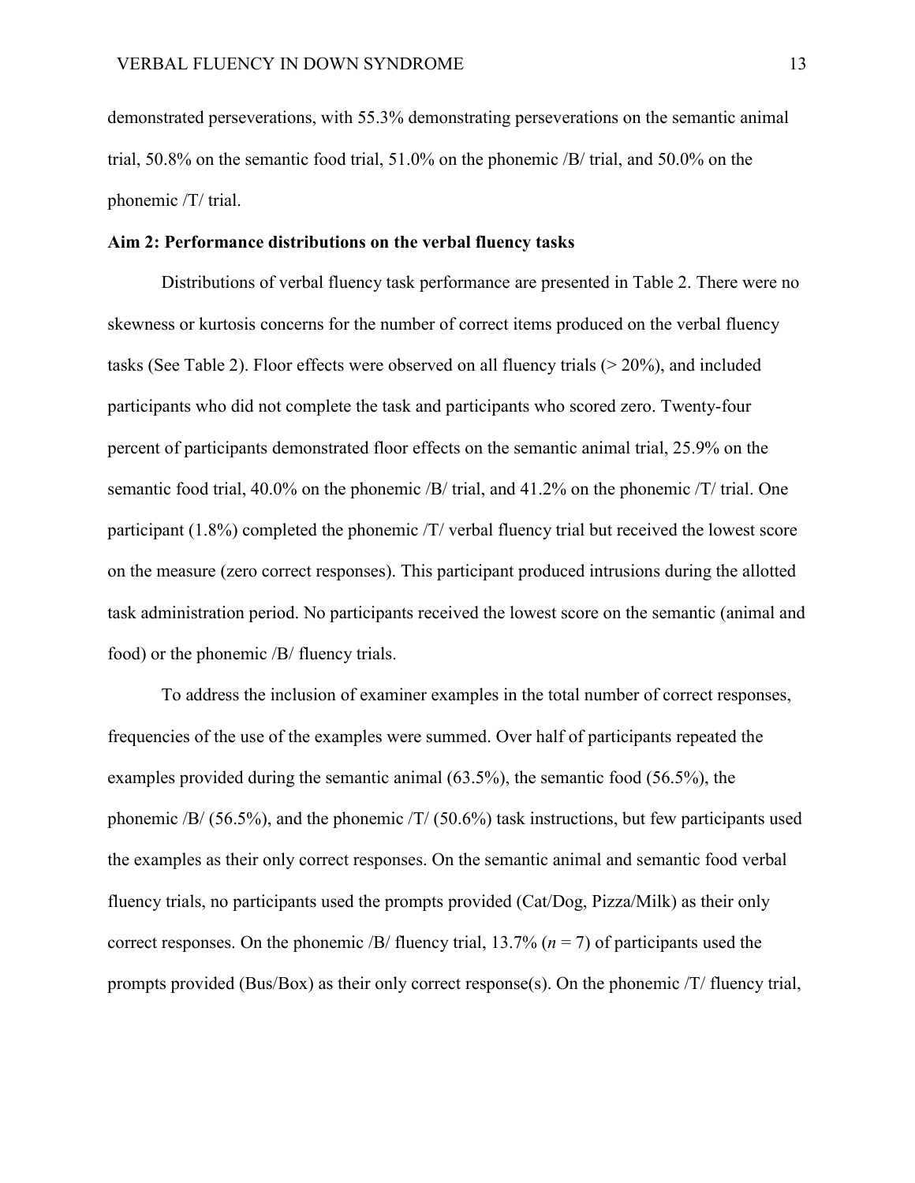demonstrated perseverations, with 55.3% demonstrating perseverations on the semantic animal trial, 50.8% on the semantic food trial, 51.0% on the phonemic /B/ trial, and 50.0% on the phonemic /T/ trial.

**Aim 2: Performance distributions on the verbal fluency tasks**

Distributions of verbal fluency task performance are presented in Table 2. There were no skewness or kurtosis concerns for the number of correct items produced on the verbal fluency tasks (See Table 2). Floor effects were observed on all fluency trials (> 20%), and included participants who did not complete the task and participants who scored zero. Twenty-four percent of participants demonstrated floor effects on the semantic animal trial, 25.9% on the semantic food trial, 40.0% on the phonemic /B/ trial, and 41.2% on the phonemic /T/ trial. One participant (1.8%) completed the phonemic /T/ verbal fluency trial but received the lowest score on the measure (zero correct responses). This participant produced intrusions during the allotted task administration period. No participants received the lowest score on the semantic (animal and food) or the phonemic /B/ fluency trials.

To address the inclusion of examiner examples in the total number of correct responses, frequencies of the use of the examples were summed. Over half of participants repeated the examples provided during the semantic animal (63.5%), the semantic food (56.5%), the phonemic /B/ (56.5%), and the phonemic /T/ (50.6%) task instructions, but few participants used the examples as their only correct responses. On the semantic animal and semantic food verbal fluency trials, no participants used the prompts provided (Cat/Dog, Pizza/Milk) as their only correct responses. On the phonemic /B/ fluency trial, 13.7% (*n* = 7) of participants used the prompts provided (Bus/Box) as their only correct response(s). On the phonemic /T/ fluency trial,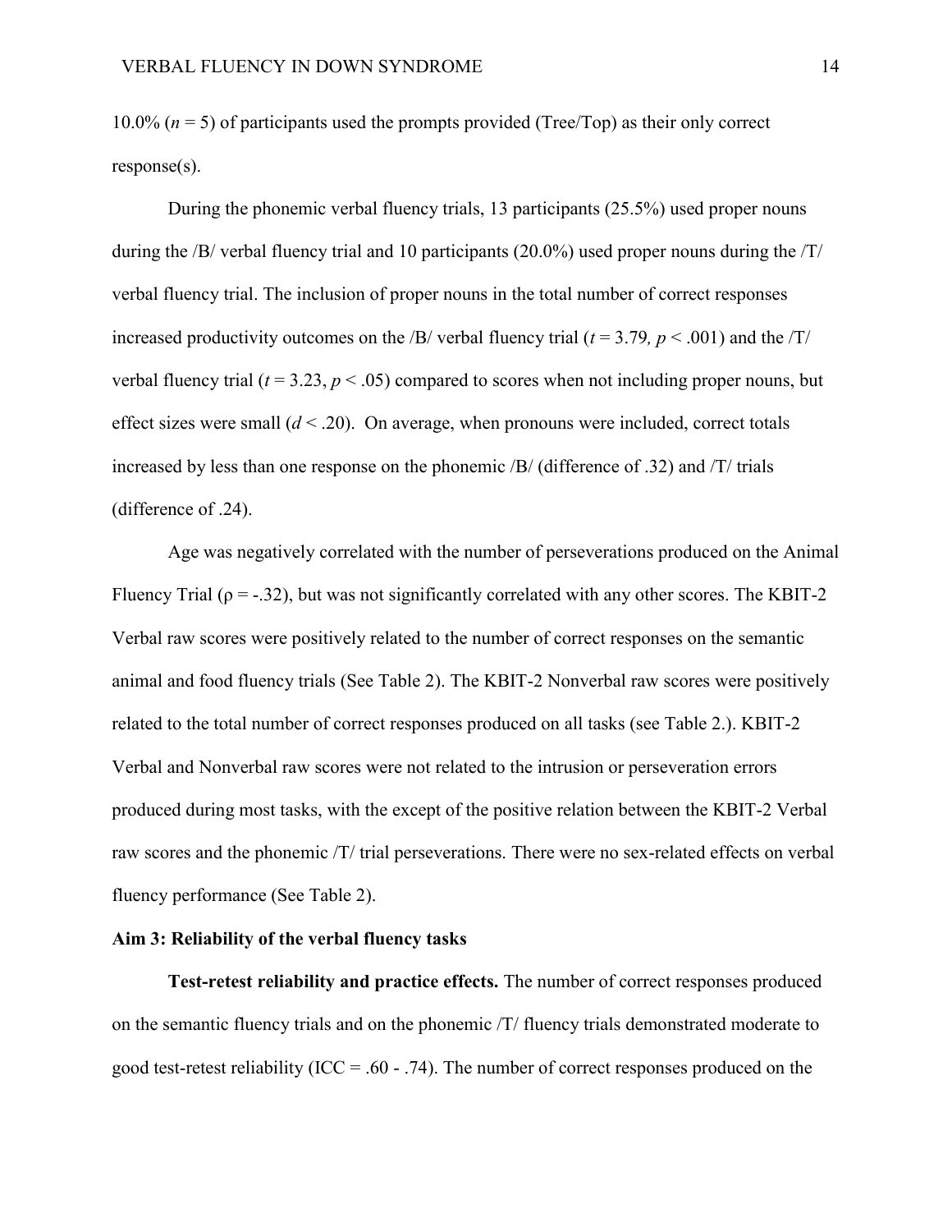10.0% ($n = 5$) of participants used the prompts provided (Tree/Top) as their only correct response(s).

During the phonemic verbal fluency trials, 13 participants (25.5%) used proper nouns during the /B/ verbal fluency trial and 10 participants (20.0%) used proper nouns during the /T/ verbal fluency trial. The inclusion of proper nouns in the total number of correct responses increased productivity outcomes on the /B/ verbal fluency trial ($t = 3.79$, $p < .001$) and the /T/ verbal fluency trial ($t = 3.23$, $p < .05$) compared to scores when not including proper nouns, but effect sizes were small ($d < .20$). On average, when pronouns were included, correct totals increased by less than one response on the phonemic /B/ (difference of .32) and /T/ trials (difference of .24).

Age was negatively correlated with the number of perseverations produced on the Animal Fluency Trial ($\rho = -.32$), but was not significantly correlated with any other scores. The KBIT-2 Verbal raw scores were positively related to the number of correct responses on the semantic animal and food fluency trials (See Table 2). The KBIT-2 Nonverbal raw scores were positively related to the total number of correct responses produced on all tasks (see Table 2.). KBIT-2 Verbal and Nonverbal raw scores were not related to the intrusion or perseveration errors produced during most tasks, with the except of the positive relation between the KBIT-2 Verbal raw scores and the phonemic /T/ trial perseverations. There were no sex-related effects on verbal fluency performance (See Table 2).

**Aim 3: Reliability of the verbal fluency tasks**

**Test-retest reliability and practice effects.** The number of correct responses produced on the semantic fluency trials and on the phonemic /T/ fluency trials demonstrated moderate to good test-retest reliability (ICC = .60 - .74). The number of correct responses produced on the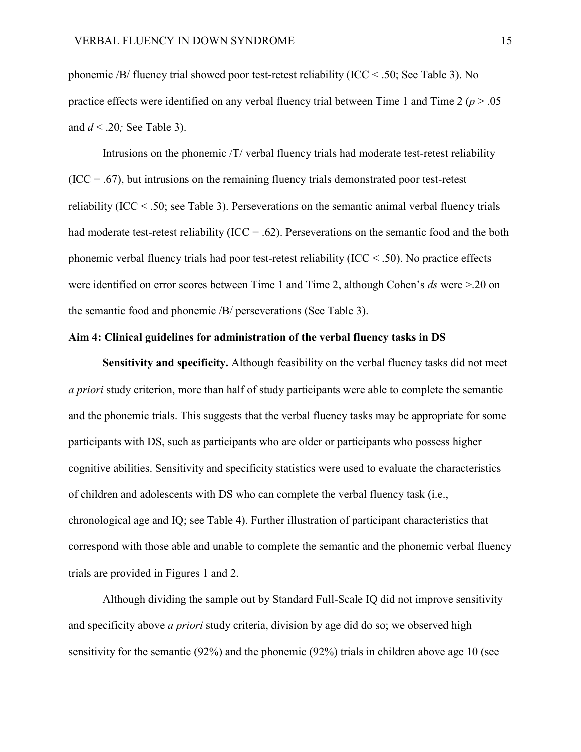phonemic /B/ fluency trial showed poor test-retest reliability (ICC < .50; See Table 3). No practice effects were identified on any verbal fluency trial between Time 1 and Time 2 ($p > .05$ and $d < .20$*;* See Table 3).

Intrusions on the phonemic /T/ verbal fluency trials had moderate test-retest reliability (ICC = .67), but intrusions on the remaining fluency trials demonstrated poor test-retest reliability (ICC < .50; see Table 3). Perseverations on the semantic animal verbal fluency trials had moderate test-retest reliability (ICC = .62). Perseverations on the semantic food and the both phonemic verbal fluency trials had poor test-retest reliability (ICC < .50). No practice effects were identified on error scores between Time 1 and Time 2, although Cohen's *ds* were >.20 on the semantic food and phonemic /B/ perseverations (See Table 3).

### Aim 4: Clinical guidelines for administration of the verbal fluency tasks in DS

**Sensitivity and specificity.** Although feasibility on the verbal fluency tasks did not meet *a priori* study criterion, more than half of study participants were able to complete the semantic and the phonemic trials. This suggests that the verbal fluency tasks may be appropriate for some participants with DS, such as participants who are older or participants who possess higher cognitive abilities. Sensitivity and specificity statistics were used to evaluate the characteristics of children and adolescents with DS who can complete the verbal fluency task (i.e., chronological age and IQ; see Table 4). Further illustration of participant characteristics that correspond with those able and unable to complete the semantic and the phonemic verbal fluency trials are provided in Figures 1 and 2.

Although dividing the sample out by Standard Full-Scale IQ did not improve sensitivity and specificity above *a priori* study criteria, division by age did do so; we observed high sensitivity for the semantic (92%) and the phonemic (92%) trials in children above age 10 (see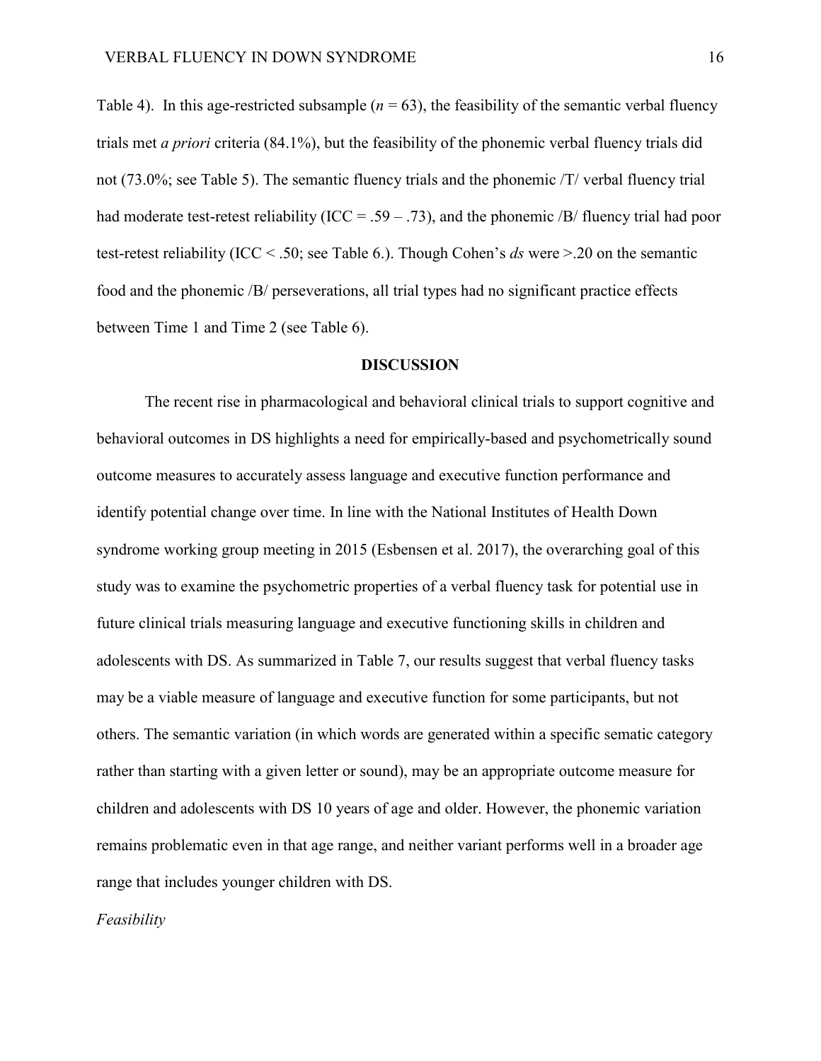Table 4). In this age-restricted subsample ($n$ = 63), the feasibility of the semantic verbal fluency trials met *a priori* criteria (84.1%), but the feasibility of the phonemic verbal fluency trials did not (73.0%; see Table 5). The semantic fluency trials and the phonemic /T/ verbal fluency trial had moderate test-retest reliability (ICC = .59 – .73), and the phonemic /B/ fluency trial had poor test-retest reliability (ICC < .50; see Table 6.). Though Cohen's *ds* were >.20 on the semantic food and the phonemic /B/ perseverations, all trial types had no significant practice effects between Time 1 and Time 2 (see Table 6).

## DISCUSSION

The recent rise in pharmacological and behavioral clinical trials to support cognitive and behavioral outcomes in DS highlights a need for empirically-based and psychometrically sound outcome measures to accurately assess language and executive function performance and identify potential change over time. In line with the National Institutes of Health Down syndrome working group meeting in 2015 (Esbensen et al. 2017), the overarching goal of this study was to examine the psychometric properties of a verbal fluency task for potential use in future clinical trials measuring language and executive functioning skills in children and adolescents with DS. As summarized in Table 7, our results suggest that verbal fluency tasks may be a viable measure of language and executive function for some participants, but not others. The semantic variation (in which words are generated within a specific sematic category rather than starting with a given letter or sound), may be an appropriate outcome measure for children and adolescents with DS 10 years of age and older. However, the phonemic variation remains problematic even in that age range, and neither variant performs well in a broader age range that includes younger children with DS.

*Feasibility*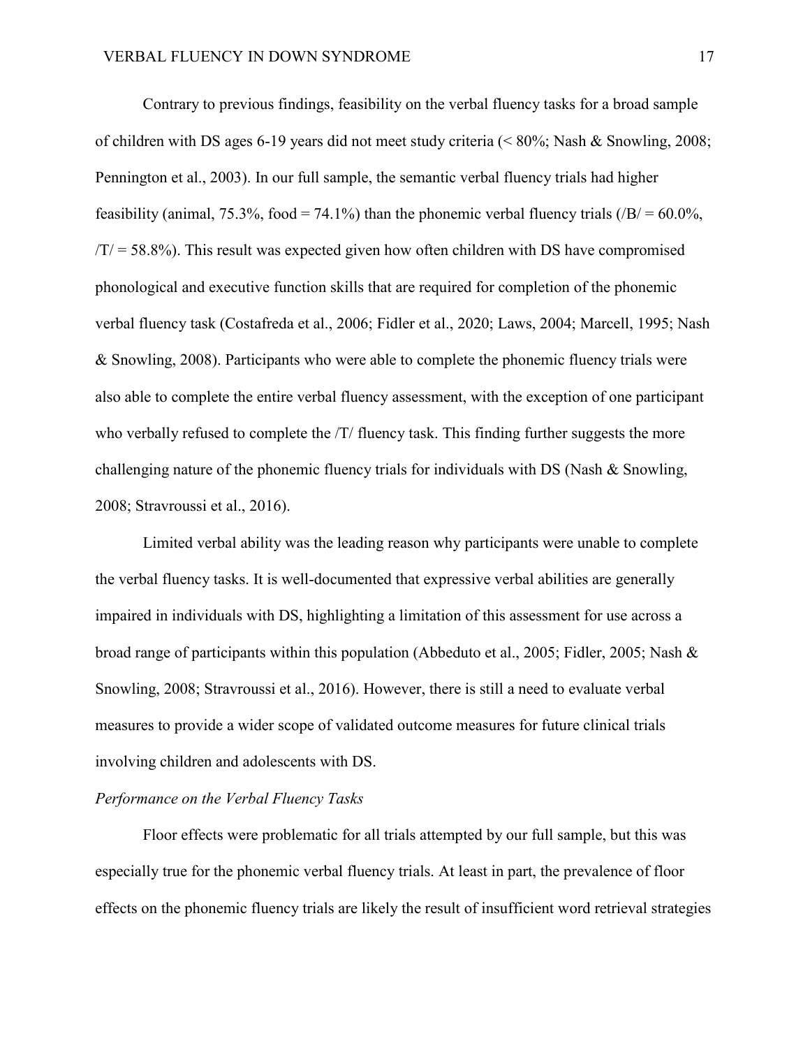Contrary to previous findings, feasibility on the verbal fluency tasks for a broad sample of children with DS ages 6-19 years did not meet study criteria (< 80%; Nash & Snowling, 2008; Pennington et al., 2003). In our full sample, the semantic verbal fluency trials had higher feasibility (animal, 75.3%, food = 74.1%) than the phonemic verbal fluency trials (/B/ = 60.0%, /T/ = 58.8%). This result was expected given how often children with DS have compromised phonological and executive function skills that are required for completion of the phonemic verbal fluency task (Costafreda et al., 2006; Fidler et al., 2020; Laws, 2004; Marcell, 1995; Nash & Snowling, 2008). Participants who were able to complete the phonemic fluency trials were also able to complete the entire verbal fluency assessment, with the exception of one participant who verbally refused to complete the /T/ fluency task. This finding further suggests the more challenging nature of the phonemic fluency trials for individuals with DS (Nash & Snowling, 2008; Stravroussi et al., 2016).

Limited verbal ability was the leading reason why participants were unable to complete the verbal fluency tasks. It is well-documented that expressive verbal abilities are generally impaired in individuals with DS, highlighting a limitation of this assessment for use across a broad range of participants within this population (Abbeduto et al., 2005; Fidler, 2005; Nash & Snowling, 2008; Stravroussi et al., 2016). However, there is still a need to evaluate verbal measures to provide a wider scope of validated outcome measures for future clinical trials involving children and adolescents with DS.

*Performance on the Verbal Fluency Tasks*

Floor effects were problematic for all trials attempted by our full sample, but this was especially true for the phonemic verbal fluency trials. At least in part, the prevalence of floor effects on the phonemic fluency trials are likely the result of insufficient word retrieval strategies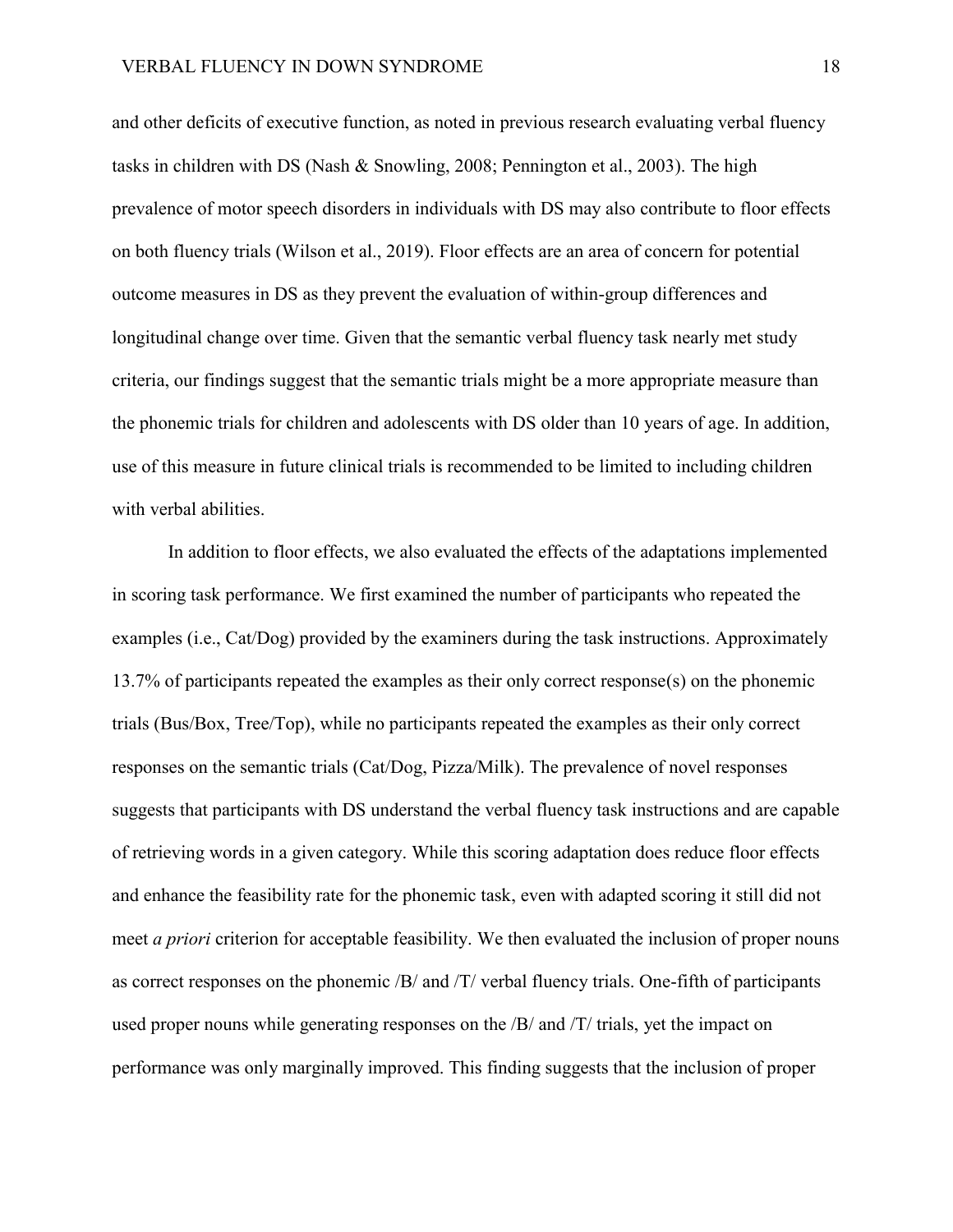and other deficits of executive function, as noted in previous research evaluating verbal fluency tasks in children with DS (Nash & Snowling, 2008; Pennington et al., 2003). The high prevalence of motor speech disorders in individuals with DS may also contribute to floor effects on both fluency trials (Wilson et al., 2019). Floor effects are an area of concern for potential outcome measures in DS as they prevent the evaluation of within-group differences and longitudinal change over time. Given that the semantic verbal fluency task nearly met study criteria, our findings suggest that the semantic trials might be a more appropriate measure than the phonemic trials for children and adolescents with DS older than 10 years of age. In addition, use of this measure in future clinical trials is recommended to be limited to including children with verbal abilities.

In addition to floor effects, we also evaluated the effects of the adaptations implemented in scoring task performance. We first examined the number of participants who repeated the examples (i.e., Cat/Dog) provided by the examiners during the task instructions. Approximately 13.7% of participants repeated the examples as their only correct response(s) on the phonemic trials (Bus/Box, Tree/Top), while no participants repeated the examples as their only correct responses on the semantic trials (Cat/Dog, Pizza/Milk). The prevalence of novel responses suggests that participants with DS understand the verbal fluency task instructions and are capable of retrieving words in a given category. While this scoring adaptation does reduce floor effects and enhance the feasibility rate for the phonemic task, even with adapted scoring it still did not meet *a priori* criterion for acceptable feasibility. We then evaluated the inclusion of proper nouns as correct responses on the phonemic /B/ and /T/ verbal fluency trials. One-fifth of participants used proper nouns while generating responses on the /B/ and /T/ trials, yet the impact on performance was only marginally improved. This finding suggests that the inclusion of proper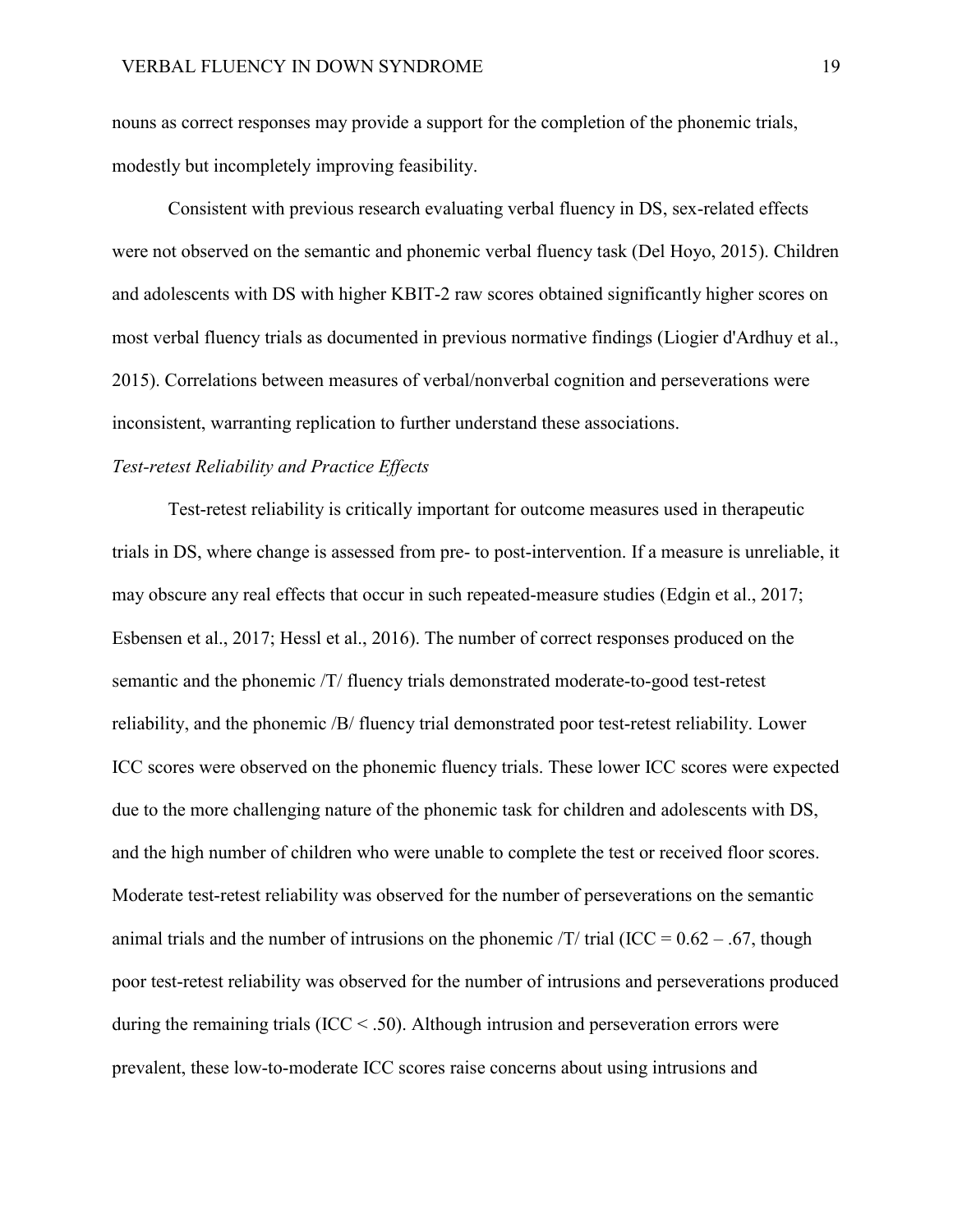nouns as correct responses may provide a support for the completion of the phonemic trials, modestly but incompletely improving feasibility.

Consistent with previous research evaluating verbal fluency in DS, sex-related effects were not observed on the semantic and phonemic verbal fluency task (Del Hoyo, 2015). Children and adolescents with DS with higher KBIT-2 raw scores obtained significantly higher scores on most verbal fluency trials as documented in previous normative findings (Liogier d'Ardhuy et al., 2015). Correlations between measures of verbal/nonverbal cognition and perseverations were inconsistent, warranting replication to further understand these associations.

*Test-retest Reliability and Practice Effects*

Test-retest reliability is critically important for outcome measures used in therapeutic trials in DS, where change is assessed from pre- to post-intervention. If a measure is unreliable, it may obscure any real effects that occur in such repeated-measure studies (Edgin et al., 2017; Esbensen et al., 2017; Hessl et al., 2016). The number of correct responses produced on the semantic and the phonemic /T/ fluency trials demonstrated moderate-to-good test-retest reliability, and the phonemic /B/ fluency trial demonstrated poor test-retest reliability. Lower ICC scores were observed on the phonemic fluency trials. These lower ICC scores were expected due to the more challenging nature of the phonemic task for children and adolescents with DS, and the high number of children who were unable to complete the test or received floor scores. Moderate test-retest reliability was observed for the number of perseverations on the semantic animal trials and the number of intrusions on the phonemic /T/ trial (ICC = 0.62 – .67, though poor test-retest reliability was observed for the number of intrusions and perseverations produced during the remaining trials (ICC < .50). Although intrusion and perseveration errors were prevalent, these low-to-moderate ICC scores raise concerns about using intrusions and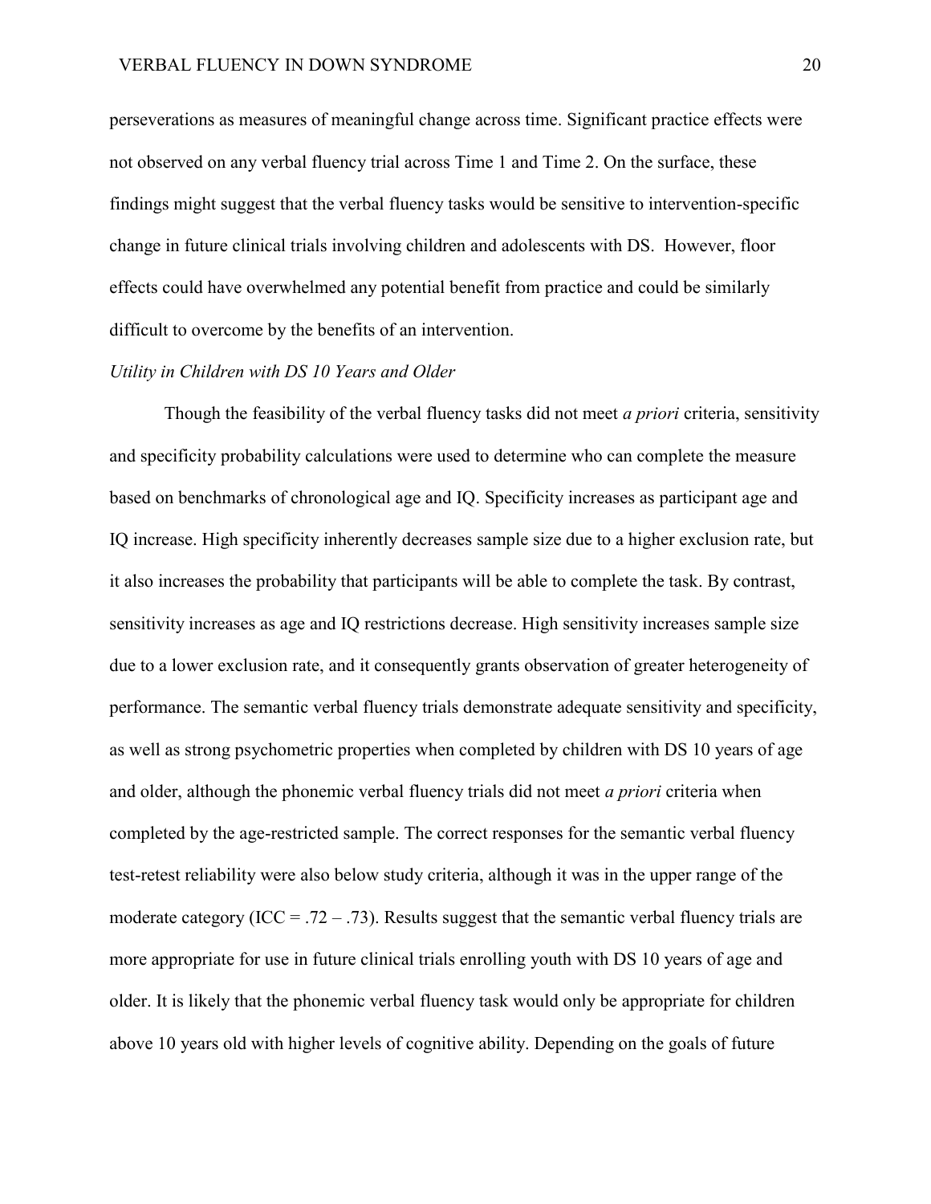perseverations as measures of meaningful change across time. Significant practice effects were not observed on any verbal fluency trial across Time 1 and Time 2. On the surface, these findings might suggest that the verbal fluency tasks would be sensitive to intervention-specific change in future clinical trials involving children and adolescents with DS. However, floor effects could have overwhelmed any potential benefit from practice and could be similarly difficult to overcome by the benefits of an intervention.

*Utility in Children with DS 10 Years and Older*

Though the feasibility of the verbal fluency tasks did not meet *a priori* criteria, sensitivity and specificity probability calculations were used to determine who can complete the measure based on benchmarks of chronological age and IQ. Specificity increases as participant age and IQ increase. High specificity inherently decreases sample size due to a higher exclusion rate, but it also increases the probability that participants will be able to complete the task. By contrast, sensitivity increases as age and IQ restrictions decrease. High sensitivity increases sample size due to a lower exclusion rate, and it consequently grants observation of greater heterogeneity of performance. The semantic verbal fluency trials demonstrate adequate sensitivity and specificity, as well as strong psychometric properties when completed by children with DS 10 years of age and older, although the phonemic verbal fluency trials did not meet *a priori* criteria when completed by the age-restricted sample. The correct responses for the semantic verbal fluency test-retest reliability were also below study criteria, although it was in the upper range of the moderate category (ICC = .72 – .73). Results suggest that the semantic verbal fluency trials are more appropriate for use in future clinical trials enrolling youth with DS 10 years of age and older. It is likely that the phonemic verbal fluency task would only be appropriate for children above 10 years old with higher levels of cognitive ability. Depending on the goals of future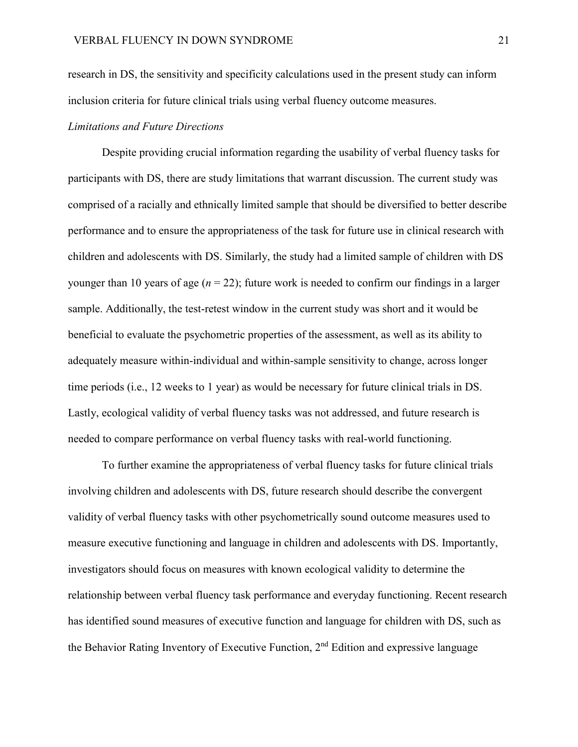research in DS, the sensitivity and specificity calculations used in the present study can inform inclusion criteria for future clinical trials using verbal fluency outcome measures.

### *Limitations and Future Directions*

Despite providing crucial information regarding the usability of verbal fluency tasks for participants with DS, there are study limitations that warrant discussion. The current study was comprised of a racially and ethnically limited sample that should be diversified to better describe performance and to ensure the appropriateness of the task for future use in clinical research with children and adolescents with DS. Similarly, the study had a limited sample of children with DS younger than 10 years of age ($n = 22$); future work is needed to confirm our findings in a larger sample. Additionally, the test-retest window in the current study was short and it would be beneficial to evaluate the psychometric properties of the assessment, as well as its ability to adequately measure within-individual and within-sample sensitivity to change, across longer time periods (i.e., 12 weeks to 1 year) as would be necessary for future clinical trials in DS. Lastly, ecological validity of verbal fluency tasks was not addressed, and future research is needed to compare performance on verbal fluency tasks with real-world functioning.

To further examine the appropriateness of verbal fluency tasks for future clinical trials involving children and adolescents with DS, future research should describe the convergent validity of verbal fluency tasks with other psychometrically sound outcome measures used to measure executive functioning and language in children and adolescents with DS. Importantly, investigators should focus on measures with known ecological validity to determine the relationship between verbal fluency task performance and everyday functioning. Recent research has identified sound measures of executive function and language for children with DS, such as the Behavior Rating Inventory of Executive Function, 2nd Edition and expressive language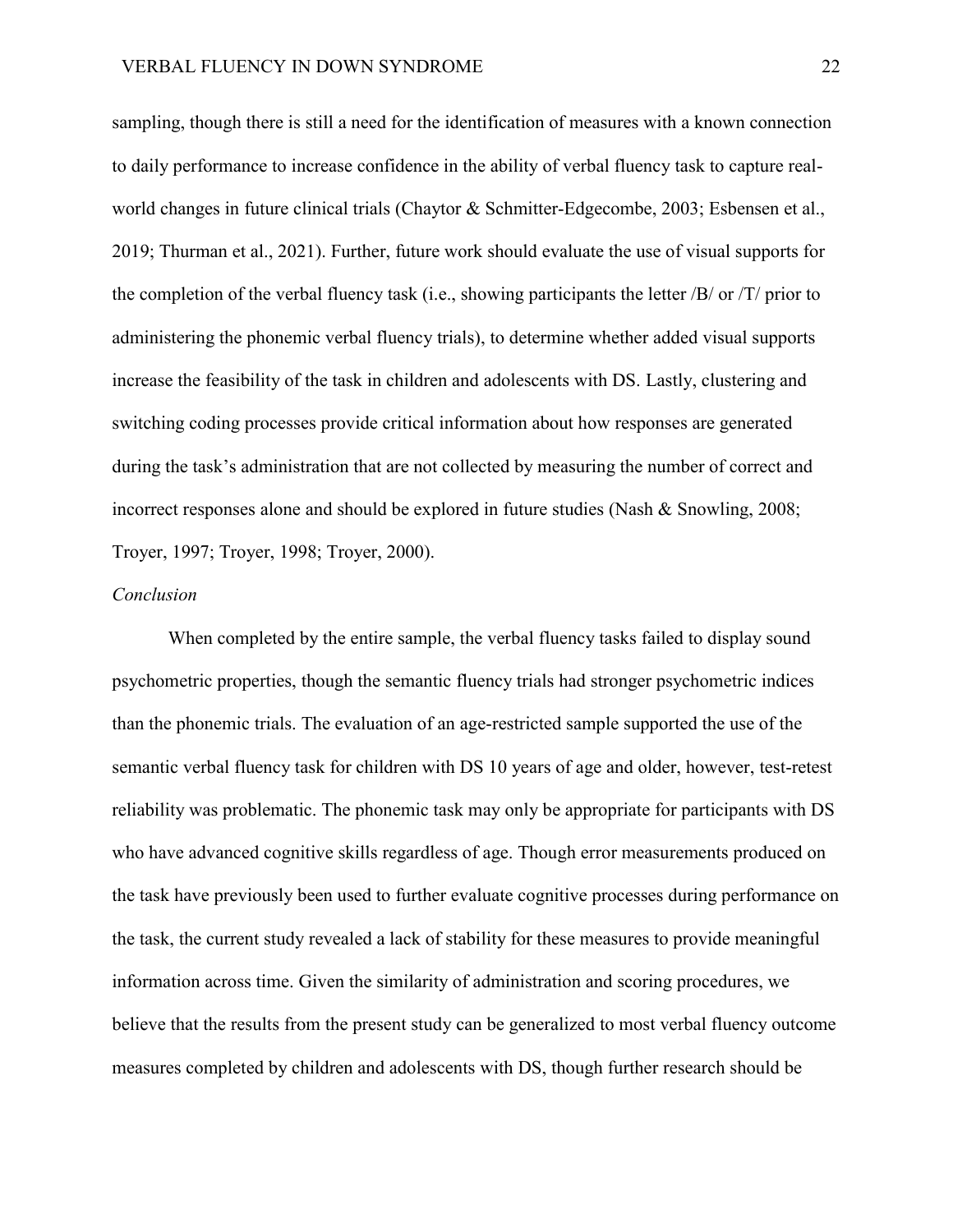sampling, though there is still a need for the identification of measures with a known connection to daily performance to increase confidence in the ability of verbal fluency task to capture real-world changes in future clinical trials (Chaytor & Schmitter-Edgecombe, 2003; Esbensen et al., 2019; Thurman et al., 2021). Further, future work should evaluate the use of visual supports for the completion of the verbal fluency task (i.e., showing participants the letter /B/ or /T/ prior to administering the phonemic verbal fluency trials), to determine whether added visual supports increase the feasibility of the task in children and adolescents with DS. Lastly, clustering and switching coding processes provide critical information about how responses are generated during the task's administration that are not collected by measuring the number of correct and incorrect responses alone and should be explored in future studies (Nash & Snowling, 2008; Troyer, 1997; Troyer, 1998; Troyer, 2000).

### *Conclusion*

When completed by the entire sample, the verbal fluency tasks failed to display sound psychometric properties, though the semantic fluency trials had stronger psychometric indices than the phonemic trials. The evaluation of an age-restricted sample supported the use of the semantic verbal fluency task for children with DS 10 years of age and older, however, test-retest reliability was problematic. The phonemic task may only be appropriate for participants with DS who have advanced cognitive skills regardless of age. Though error measurements produced on the task have previously been used to further evaluate cognitive processes during performance on the task, the current study revealed a lack of stability for these measures to provide meaningful information across time. Given the similarity of administration and scoring procedures, we believe that the results from the present study can be generalized to most verbal fluency outcome measures completed by children and adolescents with DS, though further research should be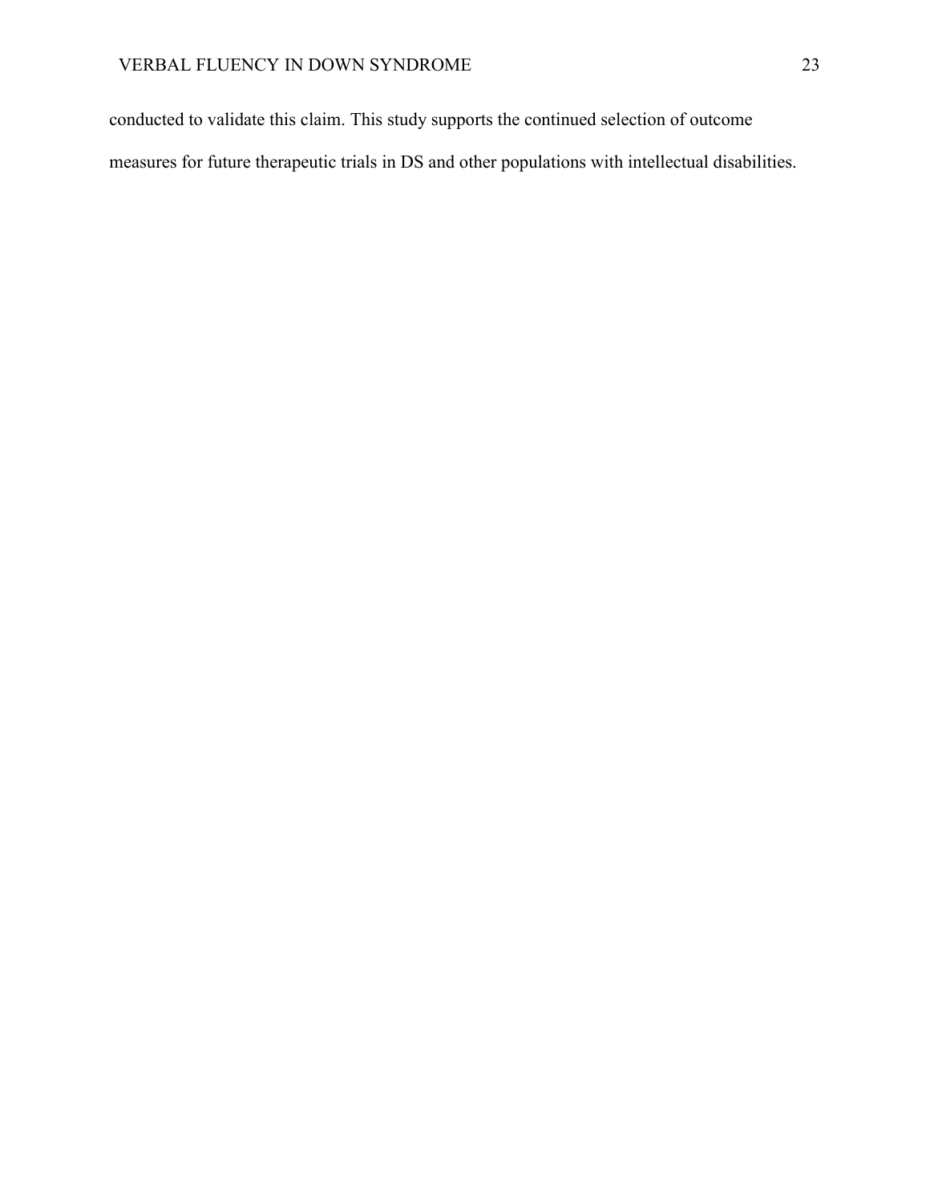conducted to validate this claim. This study supports the continued selection of outcome measures for future therapeutic trials in DS and other populations with intellectual disabilities.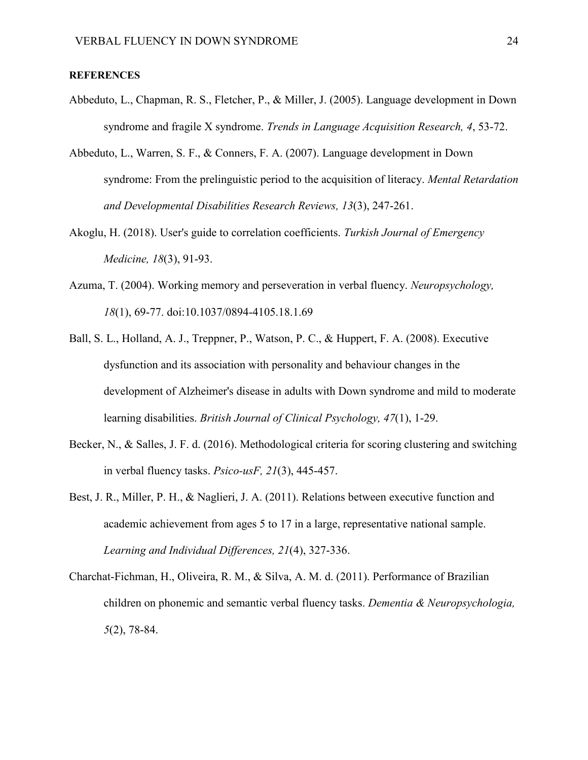**REFERENCES**

Abbeduto, L., Chapman, R. S., Fletcher, P., & Miller, J. (2005). Language development in Down syndrome and fragile X syndrome. *Trends in Language Acquisition Research, 4*, 53-72.

Abbeduto, L., Warren, S. F., & Conners, F. A. (2007). Language development in Down syndrome: From the prelinguistic period to the acquisition of literacy. *Mental Retardation and Developmental Disabilities Research Reviews, 13*(3), 247-261.

Akoglu, H. (2018). User's guide to correlation coefficients. *Turkish Journal of Emergency Medicine, 18*(3), 91-93.

Azuma, T. (2004). Working memory and perseveration in verbal fluency. *Neuropsychology, 18*(1), 69-77. doi:10.1037/0894-4105.18.1.69

Ball, S. L., Holland, A. J., Treppner, P., Watson, P. C., & Huppert, F. A. (2008). Executive dysfunction and its association with personality and behaviour changes in the development of Alzheimer's disease in adults with Down syndrome and mild to moderate learning disabilities. *British Journal of Clinical Psychology, 47*(1), 1-29.

Becker, N., & Salles, J. F. d. (2016). Methodological criteria for scoring clustering and switching in verbal fluency tasks. *Psico-usF, 21*(3), 445-457.

Best, J. R., Miller, P. H., & Naglieri, J. A. (2011). Relations between executive function and academic achievement from ages 5 to 17 in a large, representative national sample. *Learning and Individual Differences, 21*(4), 327-336.

Charchat-Fichman, H., Oliveira, R. M., & Silva, A. M. d. (2011). Performance of Brazilian children on phonemic and semantic verbal fluency tasks. *Dementia & Neuropsychologia, 5*(2), 78-84.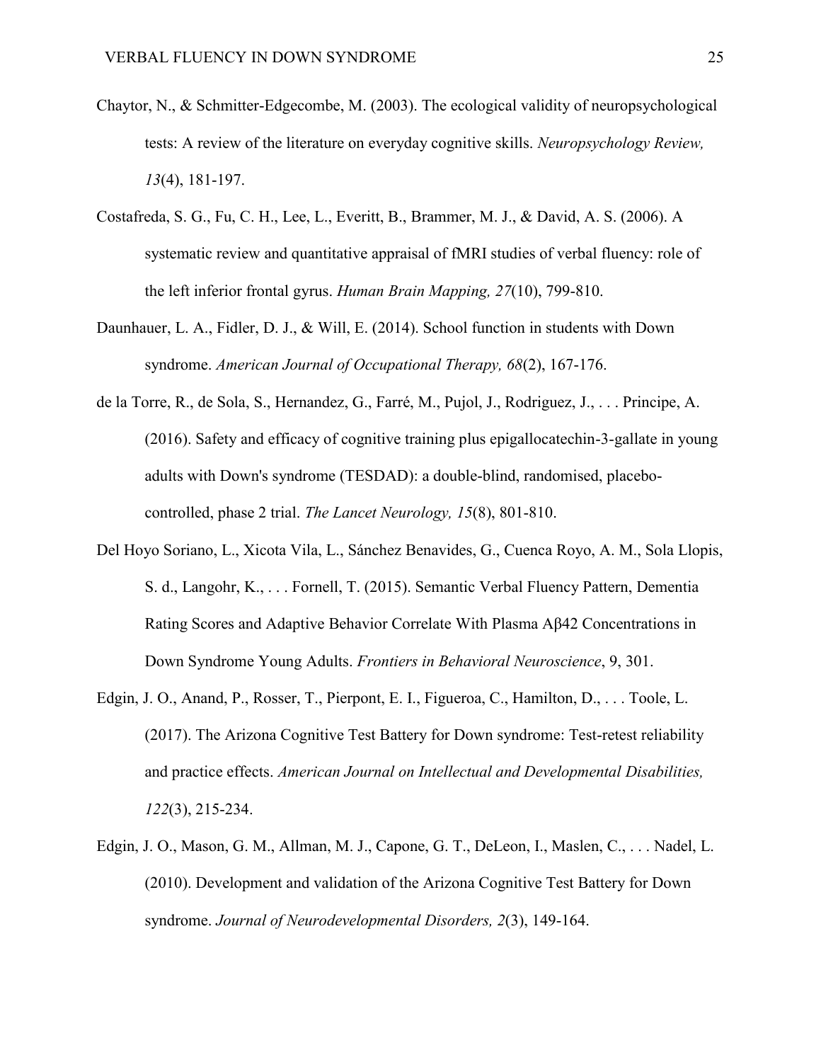Chaytor, N., & Schmitter-Edgecombe, M. (2003). The ecological validity of neuropsychological tests: A review of the literature on everyday cognitive skills. *Neuropsychology Review, 13*(4), 181-197.

Costafreda, S. G., Fu, C. H., Lee, L., Everitt, B., Brammer, M. J., & David, A. S. (2006). A systematic review and quantitative appraisal of fMRI studies of verbal fluency: role of the left inferior frontal gyrus. *Human Brain Mapping, 27*(10), 799-810.

Daunhauer, L. A., Fidler, D. J., & Will, E. (2014). School function in students with Down syndrome. *American Journal of Occupational Therapy, 68*(2), 167-176.

de la Torre, R., de Sola, S., Hernandez, G., Farré, M., Pujol, J., Rodriguez, J., . . . Principe, A. (2016). Safety and efficacy of cognitive training plus epigallocatechin-3-gallate in young adults with Down's syndrome (TESDAD): a double-blind, randomised, placebo-controlled, phase 2 trial. *The Lancet Neurology, 15*(8), 801-810.

Del Hoyo Soriano, L., Xicota Vila, L., Sánchez Benavides, G., Cuenca Royo, A. M., Sola Llopis, S. d., Langohr, K., . . . Fornell, T. (2015). Semantic Verbal Fluency Pattern, Dementia Rating Scores and Adaptive Behavior Correlate With Plasma Aβ42 Concentrations in Down Syndrome Young Adults. *Frontiers in Behavioral Neuroscience*, 9, 301.

Edgin, J. O., Anand, P., Rosser, T., Pierpont, E. I., Figueroa, C., Hamilton, D., . . . Toole, L. (2017). The Arizona Cognitive Test Battery for Down syndrome: Test-retest reliability and practice effects. *American Journal on Intellectual and Developmental Disabilities, 122*(3), 215-234.

Edgin, J. O., Mason, G. M., Allman, M. J., Capone, G. T., DeLeon, I., Maslen, C., . . . Nadel, L. (2010). Development and validation of the Arizona Cognitive Test Battery for Down syndrome. *Journal of Neurodevelopmental Disorders, 2*(3), 149-164.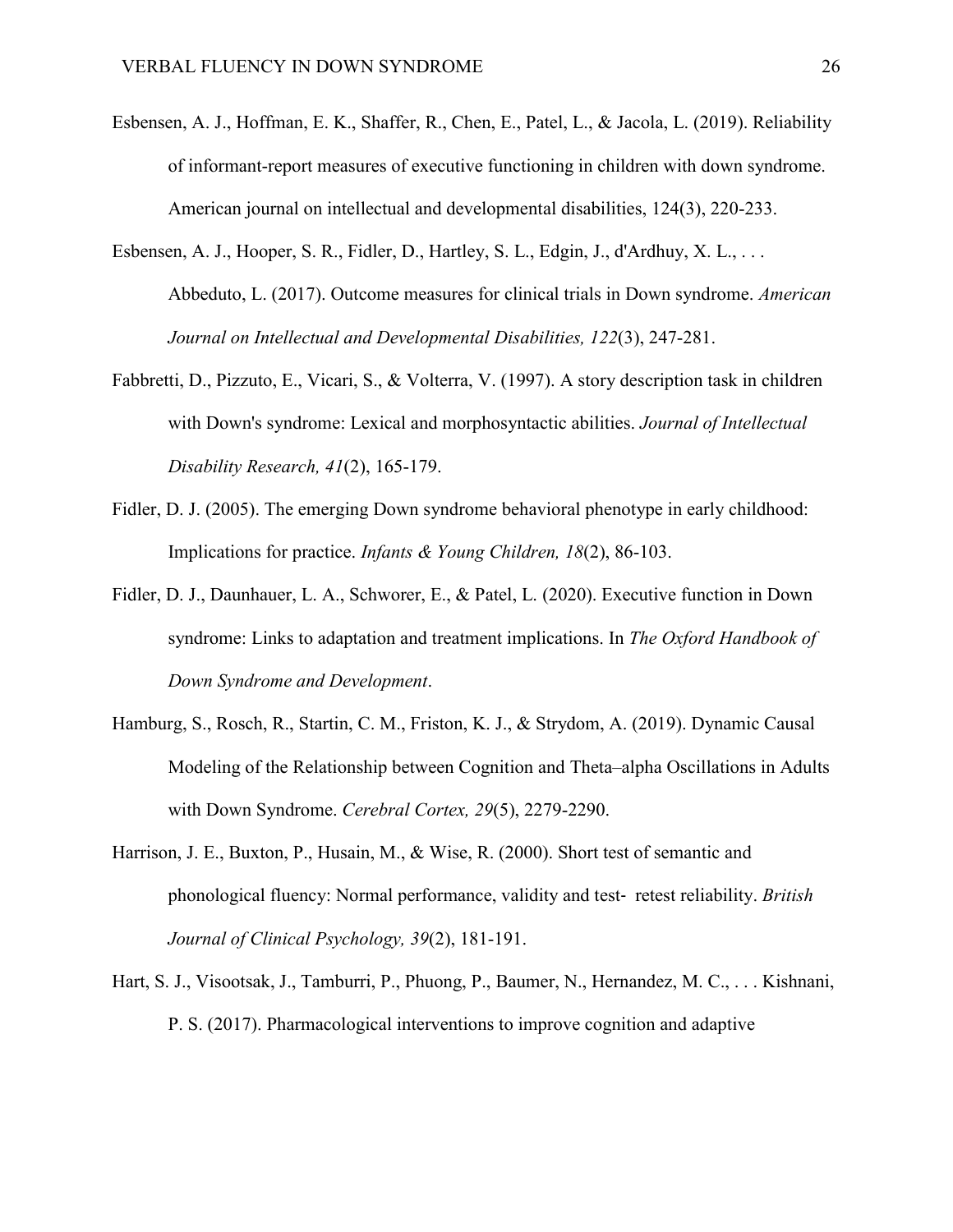Esbensen, A. J., Hoffman, E. K., Shaffer, R., Chen, E., Patel, L., & Jacola, L. (2019). Reliability of informant-report measures of executive functioning in children with down syndrome. American journal on intellectual and developmental disabilities, 124(3), 220-233.

Esbensen, A. J., Hooper, S. R., Fidler, D., Hartley, S. L., Edgin, J., d'Ardhuy, X. L., . . . Abbeduto, L. (2017). Outcome measures for clinical trials in Down syndrome. *American Journal on Intellectual and Developmental Disabilities, 122*(3), 247-281.

Fabbretti, D., Pizzuto, E., Vicari, S., & Volterra, V. (1997). A story description task in children with Down's syndrome: Lexical and morphosyntactic abilities. *Journal of Intellectual Disability Research, 41*(2), 165-179.

Fidler, D. J. (2005). The emerging Down syndrome behavioral phenotype in early childhood: Implications for practice. *Infants & Young Children, 18*(2), 86-103.

Fidler, D. J., Daunhauer, L. A., Schworer, E., & Patel, L. (2020). Executive function in Down syndrome: Links to adaptation and treatment implications. In *The Oxford Handbook of Down Syndrome and Development*.

Hamburg, S., Rosch, R., Startin, C. M., Friston, K. J., & Strydom, A. (2019). Dynamic Causal Modeling of the Relationship between Cognition and Theta–alpha Oscillations in Adults with Down Syndrome. *Cerebral Cortex, 29*(5), 2279-2290.

Harrison, J. E., Buxton, P., Husain, M., & Wise, R. (2000). Short test of semantic and phonological fluency: Normal performance, validity and test- retest reliability. *British Journal of Clinical Psychology, 39*(2), 181-191.

Hart, S. J., Visootsak, J., Tamburri, P., Phuong, P., Baumer, N., Hernandez, M. C., . . . Kishnani, P. S. (2017). Pharmacological interventions to improve cognition and adaptive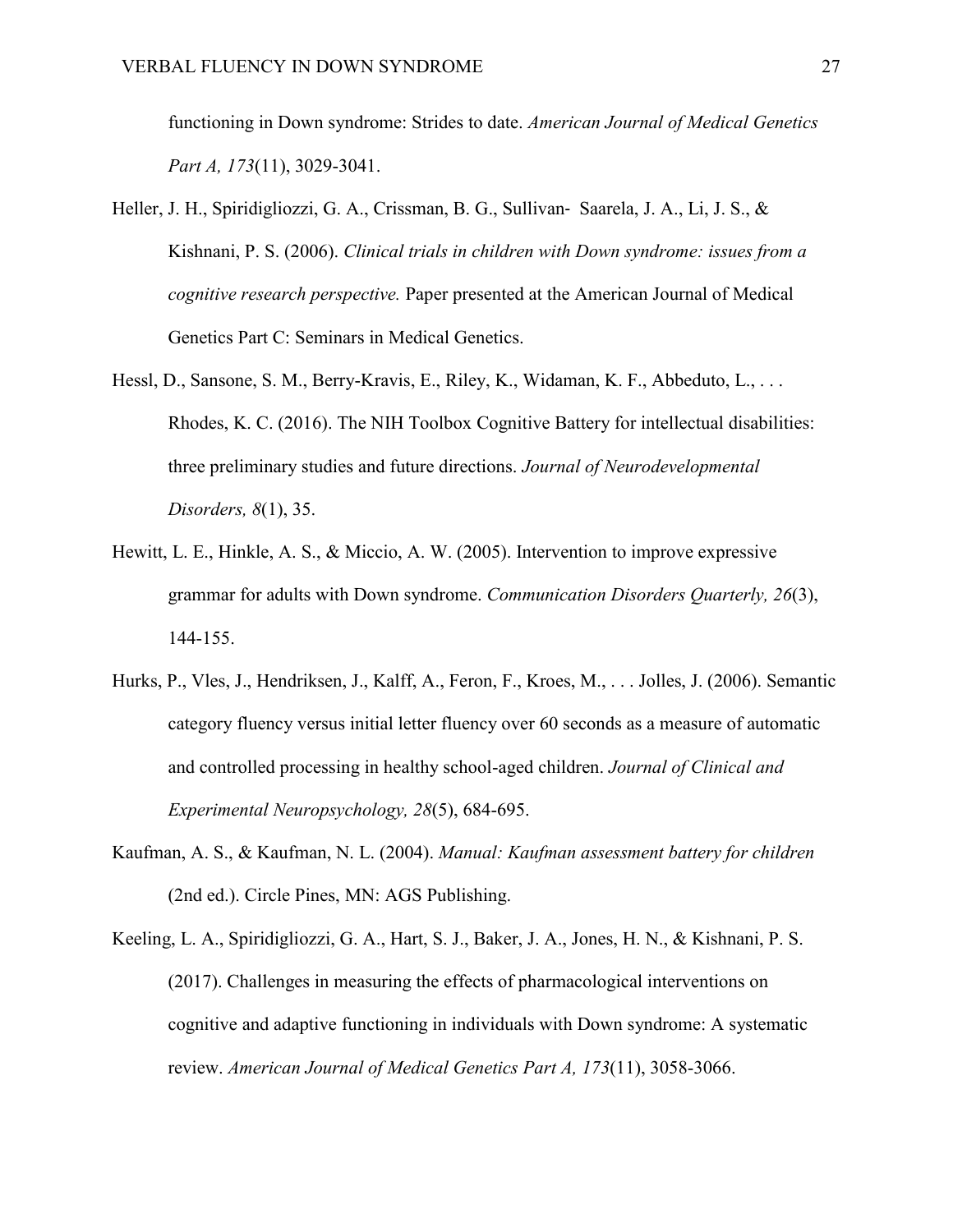functioning in Down syndrome: Strides to date. *American Journal of Medical Genetics Part A, 173*(11), 3029-3041.

Heller, J. H., Spiridigliozzi, G. A., Crissman, B. G., Sullivan‐ Saarela, J. A., Li, J. S., & Kishnani, P. S. (2006). *Clinical trials in children with Down syndrome: issues from a cognitive research perspective.* Paper presented at the American Journal of Medical Genetics Part C: Seminars in Medical Genetics.

Hessl, D., Sansone, S. M., Berry-Kravis, E., Riley, K., Widaman, K. F., Abbeduto, L., . . . Rhodes, K. C. (2016). The NIH Toolbox Cognitive Battery for intellectual disabilities: three preliminary studies and future directions. *Journal of Neurodevelopmental Disorders, 8*(1), 35.

Hewitt, L. E., Hinkle, A. S., & Miccio, A. W. (2005). Intervention to improve expressive grammar for adults with Down syndrome. *Communication Disorders Quarterly, 26*(3), 144-155.

Hurks, P., Vles, J., Hendriksen, J., Kalff, A., Feron, F., Kroes, M., . . . Jolles, J. (2006). Semantic category fluency versus initial letter fluency over 60 seconds as a measure of automatic and controlled processing in healthy school-aged children. *Journal of Clinical and Experimental Neuropsychology, 28*(5), 684-695.

Kaufman, A. S., & Kaufman, N. L. (2004). *Manual: Kaufman assessment battery for children* (2nd ed.). Circle Pines, MN: AGS Publishing.

Keeling, L. A., Spiridigliozzi, G. A., Hart, S. J., Baker, J. A., Jones, H. N., & Kishnani, P. S. (2017). Challenges in measuring the effects of pharmacological interventions on cognitive and adaptive functioning in individuals with Down syndrome: A systematic review. *American Journal of Medical Genetics Part A, 173*(11), 3058-3066.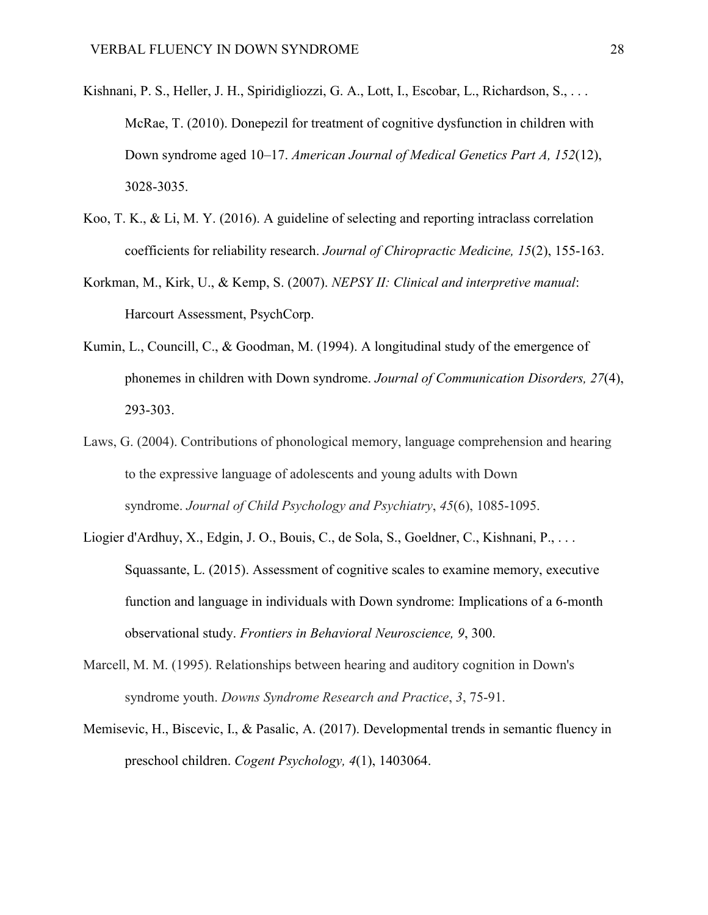Kishnani, P. S., Heller, J. H., Spiridigliozzi, G. A., Lott, I., Escobar, L., Richardson, S., . . . McRae, T. (2010). Donepezil for treatment of cognitive dysfunction in children with Down syndrome aged 10–17. *American Journal of Medical Genetics Part A, 152*(12), 3028-3035.

Koo, T. K., & Li, M. Y. (2016). A guideline of selecting and reporting intraclass correlation coefficients for reliability research. *Journal of Chiropractic Medicine, 15*(2), 155-163.

Korkman, M., Kirk, U., & Kemp, S. (2007). *NEPSY II: Clinical and interpretive manual*: Harcourt Assessment, PsychCorp.

Kumin, L., Councill, C., & Goodman, M. (1994). A longitudinal study of the emergence of phonemes in children with Down syndrome. *Journal of Communication Disorders, 27*(4), 293-303.

Laws, G. (2004). Contributions of phonological memory, language comprehension and hearing to the expressive language of adolescents and young adults with Down syndrome. *Journal of Child Psychology and Psychiatry*, *45*(6), 1085-1095.

Liogier d'Ardhuy, X., Edgin, J. O., Bouis, C., de Sola, S., Goeldner, C., Kishnani, P., . . . Squassante, L. (2015). Assessment of cognitive scales to examine memory, executive function and language in individuals with Down syndrome: Implications of a 6-month observational study. *Frontiers in Behavioral Neuroscience, 9*, 300.

Marcell, M. M. (1995). Relationships between hearing and auditory cognition in Down's syndrome youth. *Downs Syndrome Research and Practice*, *3*, 75-91.

Memisevic, H., Biscevic, I., & Pasalic, A. (2017). Developmental trends in semantic fluency in preschool children. *Cogent Psychology, 4*(1), 1403064.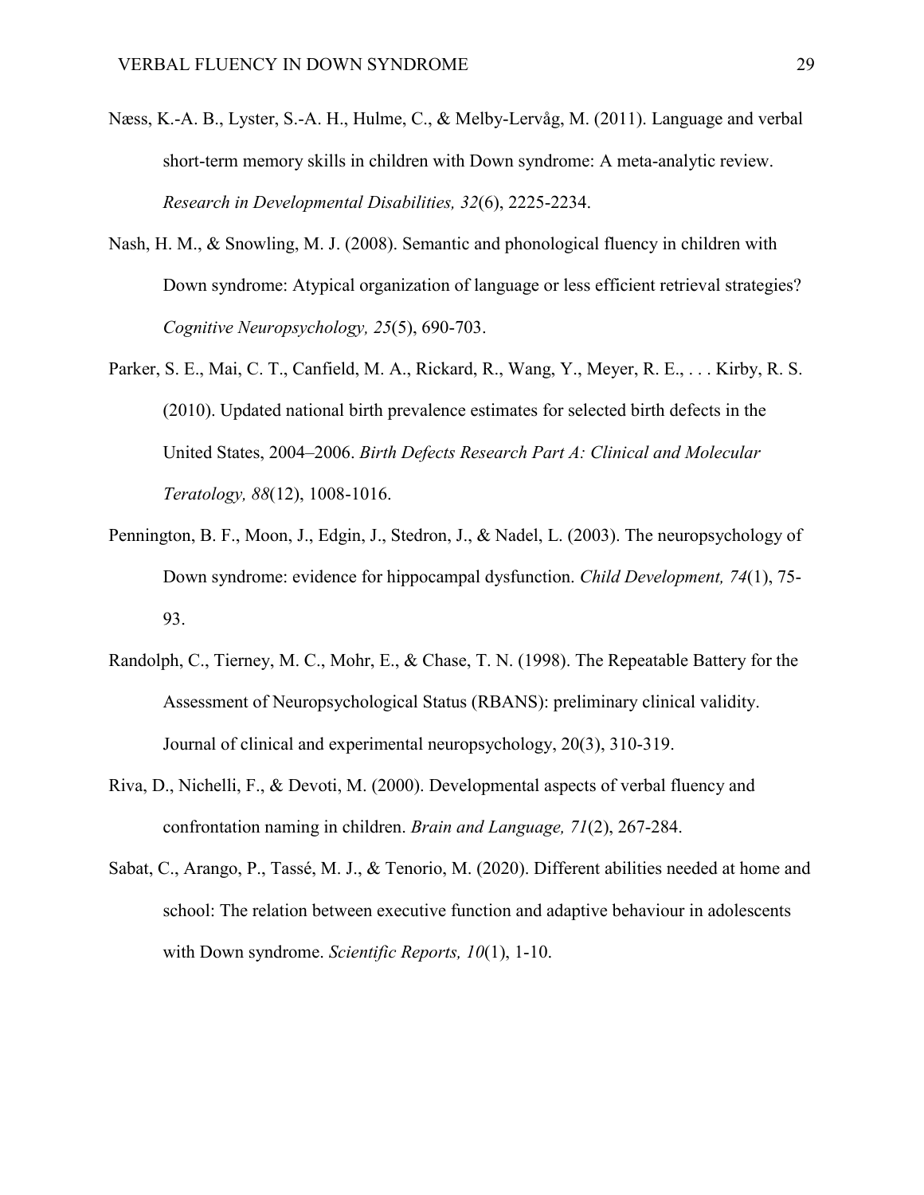Næss, K.-A. B., Lyster, S.-A. H., Hulme, C., & Melby-Lervåg, M. (2011). Language and verbal short-term memory skills in children with Down syndrome: A meta-analytic review. *Research in Developmental Disabilities, 32*(6), 2225-2234.

Nash, H. M., & Snowling, M. J. (2008). Semantic and phonological fluency in children with Down syndrome: Atypical organization of language or less efficient retrieval strategies? *Cognitive Neuropsychology, 25*(5), 690-703.

Parker, S. E., Mai, C. T., Canfield, M. A., Rickard, R., Wang, Y., Meyer, R. E., . . . Kirby, R. S. (2010). Updated national birth prevalence estimates for selected birth defects in the United States, 2004–2006. *Birth Defects Research Part A: Clinical and Molecular Teratology, 88*(12), 1008-1016.

Pennington, B. F., Moon, J., Edgin, J., Stedron, J., & Nadel, L. (2003). The neuropsychology of Down syndrome: evidence for hippocampal dysfunction. *Child Development, 74*(1), 75-93.

Randolph, C., Tierney, M. C., Mohr, E., & Chase, T. N. (1998). The Repeatable Battery for the Assessment of Neuropsychological Status (RBANS): preliminary clinical validity. Journal of clinical and experimental neuropsychology, 20(3), 310-319.

Riva, D., Nichelli, F., & Devoti, M. (2000). Developmental aspects of verbal fluency and confrontation naming in children. *Brain and Language, 71*(2), 267-284.

Sabat, C., Arango, P., Tassé, M. J., & Tenorio, M. (2020). Different abilities needed at home and school: The relation between executive function and adaptive behaviour in adolescents with Down syndrome. *Scientific Reports, 10*(1), 1-10.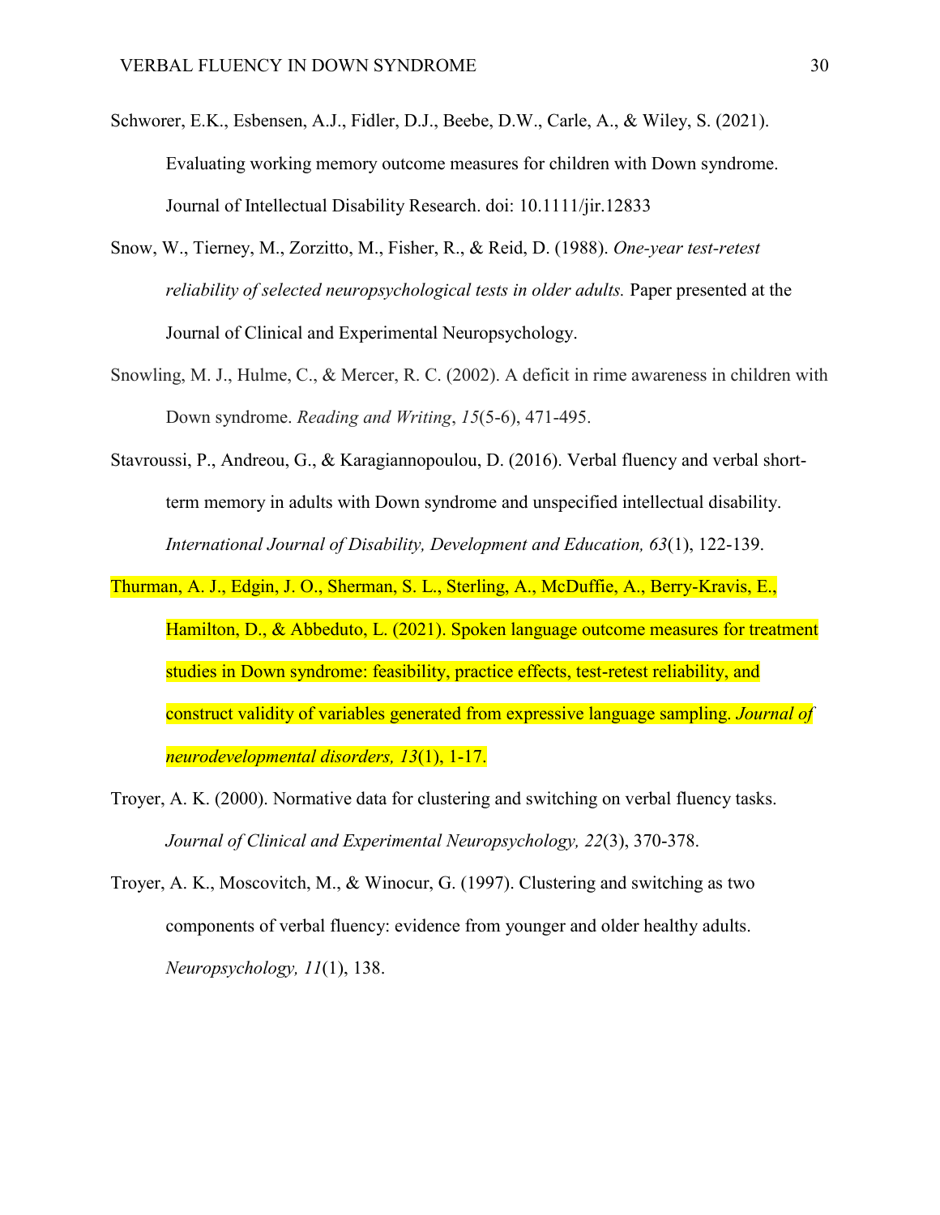Schworer, E.K., Esbensen, A.J., Fidler, D.J., Beebe, D.W., Carle, A., & Wiley, S. (2021). Evaluating working memory outcome measures for children with Down syndrome. Journal of Intellectual Disability Research. doi: 10.1111/jir.12833

Snow, W., Tierney, M., Zorzitto, M., Fisher, R., & Reid, D. (1988). *One-year test-retest reliability of selected neuropsychological tests in older adults.* Paper presented at the Journal of Clinical and Experimental Neuropsychology.

Snowling, M. J., Hulme, C., & Mercer, R. C. (2002). A deficit in rime awareness in children with Down syndrome. *Reading and Writing*, *15*(5-6), 471-495.

Stavroussi, P., Andreou, G., & Karagiannopoulou, D. (2016). Verbal fluency and verbal short-term memory in adults with Down syndrome and unspecified intellectual disability. *International Journal of Disability, Development and Education, 63*(1), 122-139.

Thurman, A. J., Edgin, J. O., Sherman, S. L., Sterling, A., McDuffie, A., Berry-Kravis, E., Hamilton, D., & Abbeduto, L. (2021). Spoken language outcome measures for treatment studies in Down syndrome: feasibility, practice effects, test-retest reliability, and construct validity of variables generated from expressive language sampling. *Journal of neurodevelopmental disorders, 13*(1), 1-17.

Troyer, A. K. (2000). Normative data for clustering and switching on verbal fluency tasks. *Journal of Clinical and Experimental Neuropsychology, 22*(3), 370-378.

Troyer, A. K., Moscovitch, M., & Winocur, G. (1997). Clustering and switching as two components of verbal fluency: evidence from younger and older healthy adults. *Neuropsychology, 11*(1), 138.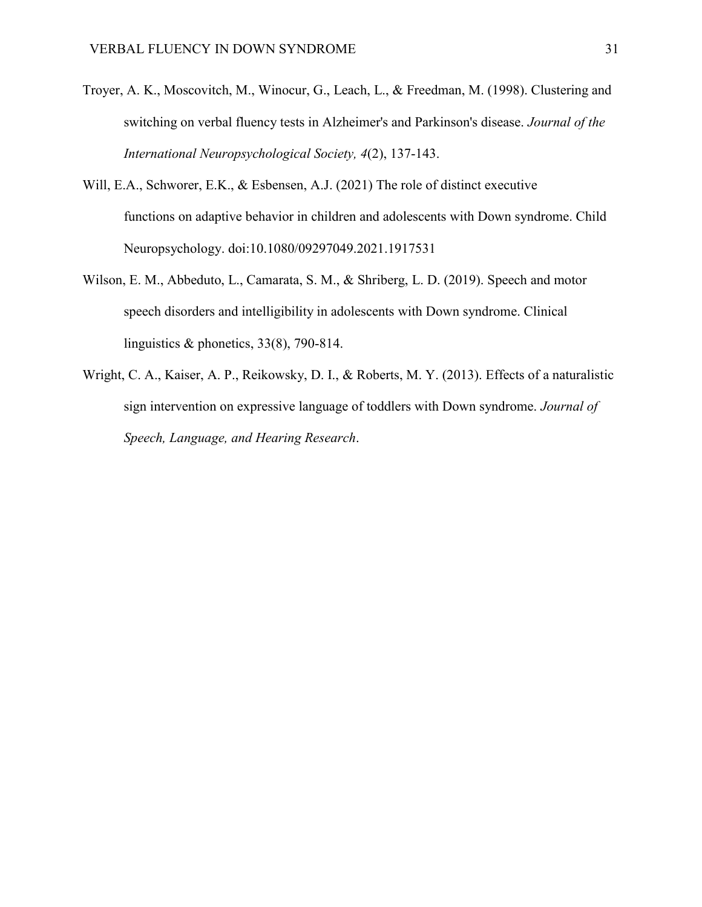Troyer, A. K., Moscovitch, M., Winocur, G., Leach, L., & Freedman, M. (1998). Clustering and switching on verbal fluency tests in Alzheimer's and Parkinson's disease. *Journal of the International Neuropsychological Society, 4*(2), 137-143.

Will, E.A., Schworer, E.K., & Esbensen, A.J. (2021) The role of distinct executive functions on adaptive behavior in children and adolescents with Down syndrome. Child Neuropsychology. doi:10.1080/09297049.2021.1917531

Wilson, E. M., Abbeduto, L., Camarata, S. M., & Shriberg, L. D. (2019). Speech and motor speech disorders and intelligibility in adolescents with Down syndrome. Clinical linguistics & phonetics, 33(8), 790-814.

Wright, C. A., Kaiser, A. P., Reikowsky, D. I., & Roberts, M. Y. (2013). Effects of a naturalistic sign intervention on expressive language of toddlers with Down syndrome. *Journal of Speech, Language, and Hearing Research*.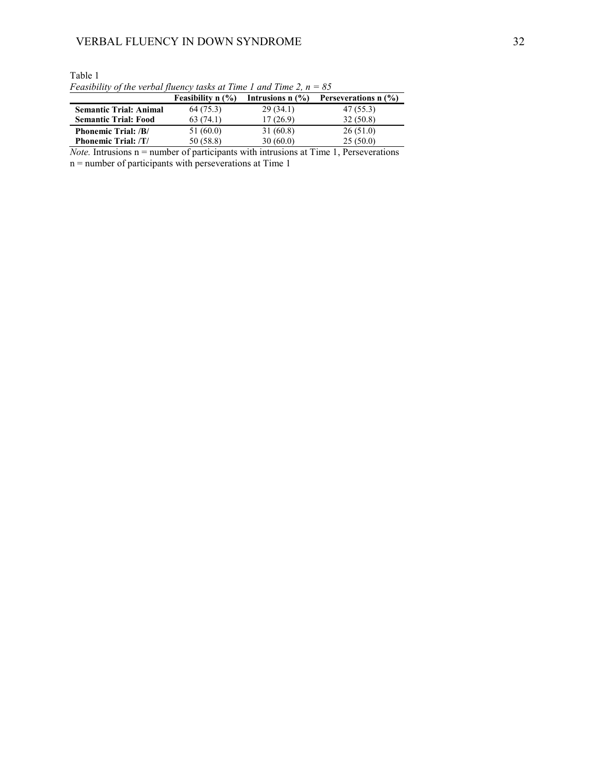Table 1

*Feasibility of the verbal fluency tasks at Time 1 and Time 2, n = 85*

| | Feasibility n (%) | Intrusions n (%) | Perseverations n (%) |
|---|---|---|---|
| **Semantic Trial: Animal** | 64 (75.3) | 29 (34.1) | 47 (55.3) |
| **Semantic Trial: Food** | 63 (74.1) | 17 (26.9) | 32 (50.8) |
| **Phonemic Trial: /B/** | 51 (60.0) | 31 (60.8) | 26 (51.0) |
| **Phonemic Trial: /T/** | 50 (58.8) | 30 (60.0) | 25 (50.0) |

*Note.* Intrusions n = number of participants with intrusions at Time 1, Perseverations n = number of participants with perseverations at Time 1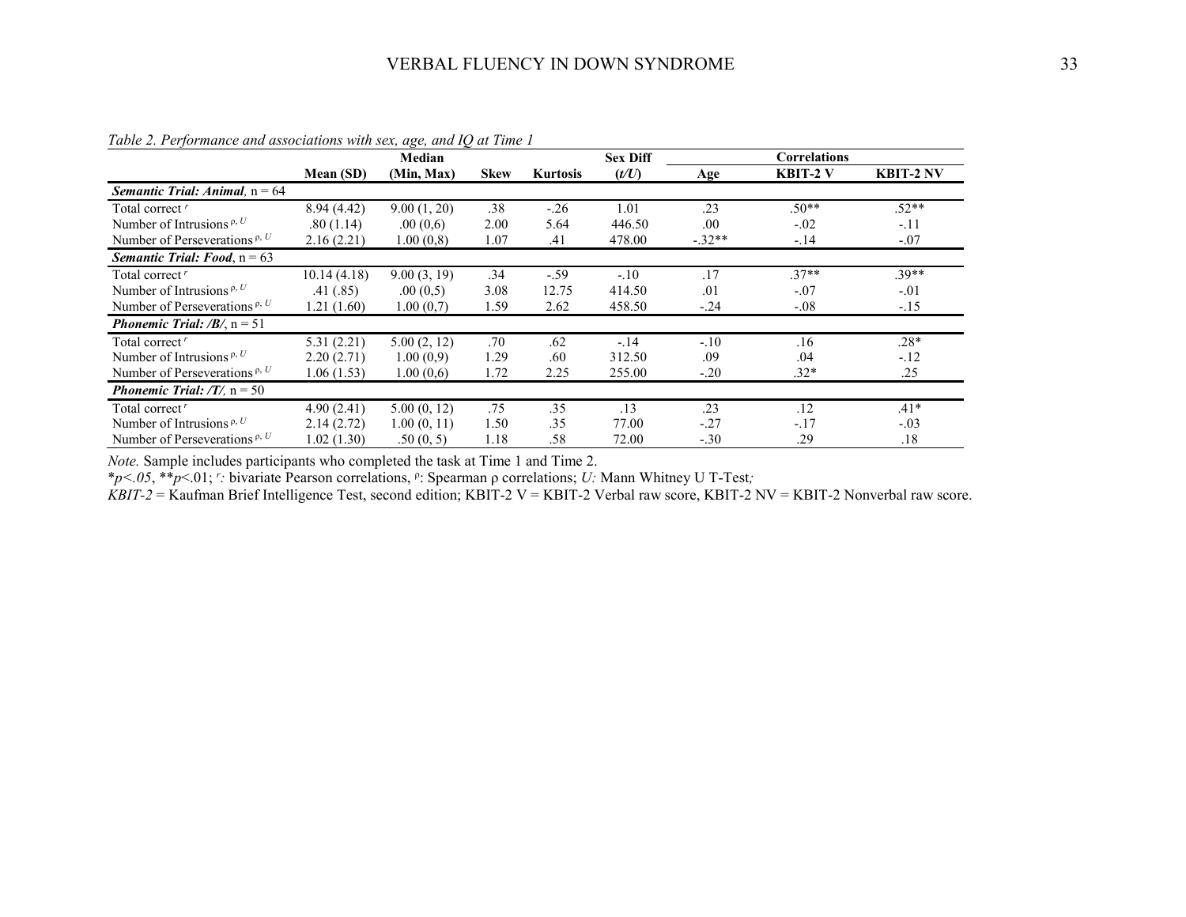*Table 2. Performance and associations with sex, age, and IQ at Time 1*

| | Mean (SD) | Median (Min, Max) | Skew | Kurtosis | Sex Diff (*t*/*U*) | Correlations | | |
|---|---|---|---|---|---|---|---|---|
| | | | | | | Age | KBIT-2 V | KBIT-2 NV |
| ***Semantic Trial: Animal,*** n = 64 | | | | | | | | |
| Total correct $^{r}$ | 8.94 (4.42) | 9.00 (1, 20) | .38 | -.26 | 1.01 | .23 | .50** | .52** |
| Number of Intrusions $^{\rho, U}$ | .80 (1.14) | .00 (0,6) | 2.00 | 5.64 | 446.50 | .00 | -.02 | -.11 |
| Number of Perseverations $^{\rho, U}$ | 2.16 (2.21) | 1.00 (0,8) | 1.07 | .41 | 478.00 | -.32** | -.14 | -.07 |
| ***Semantic Trial: Food***, n = 63 | | | | | | | | |
| Total correct $^{r}$ | 10.14 (4.18) | 9.00 (3, 19) | .34 | -.59 | -.10 | .17 | .37** | .39** |
| Number of Intrusions $^{\rho, U}$ | .41 (.85) | .00 (0,5) | 3.08 | 12.75 | 414.50 | .01 | -.07 | -.01 |
| Number of Perseverations $^{\rho, U}$ | 1.21 (1.60) | 1.00 (0,7) | 1.59 | 2.62 | 458.50 | -.24 | -.08 | -.15 |
| ***Phonemic Trial: /B/***, n = 51 | | | | | | | | |
| Total correct $^{r}$ | 5.31 (2.21) | 5.00 (2, 12) | .70 | .62 | -.14 | -.10 | .16 | .28* |
| Number of Intrusions $^{\rho, U}$ | 2.20 (2.71) | 1.00 (0,9) | 1.29 | .60 | 312.50 | .09 | .04 | -.12 |
| Number of Perseverations $^{\rho, U}$ | 1.06 (1.53) | 1.00 (0,6) | 1.72 | 2.25 | 255.00 | -.20 | .32* | .25 |
| ***Phonemic Trial: /T/,*** n = 50 | | | | | | | | |
| Total correct $^{r}$ | 4.90 (2.41) | 5.00 (0, 12) | .75 | .35 | .13 | .23 | .12 | .41* |
| Number of Intrusions $^{\rho, U}$ | 2.14 (2.72) | 1.00 (0, 11) | 1.50 | .35 | 77.00 | -.27 | -.17 | -.03 |
| Number of Perseverations $^{\rho, U}$ | 1.02 (1.30) | .50 (0, 5) | 1.18 | .58 | 72.00 | -.30 | .29 | .18 |

*Note.* Sample includes participants who completed the task at Time 1 and Time 2.
\**p<.05*, \*\**p*<.01; $^{r}$*:* bivariate Pearson correlations, $^{\rho}$: Spearman ρ correlations; *U:* Mann Whitney U T-Test*;*
*KBIT-2* = Kaufman Brief Intelligence Test, second edition; KBIT-2 V = KBIT-2 Verbal raw score, KBIT-2 NV = KBIT-2 Nonverbal raw score.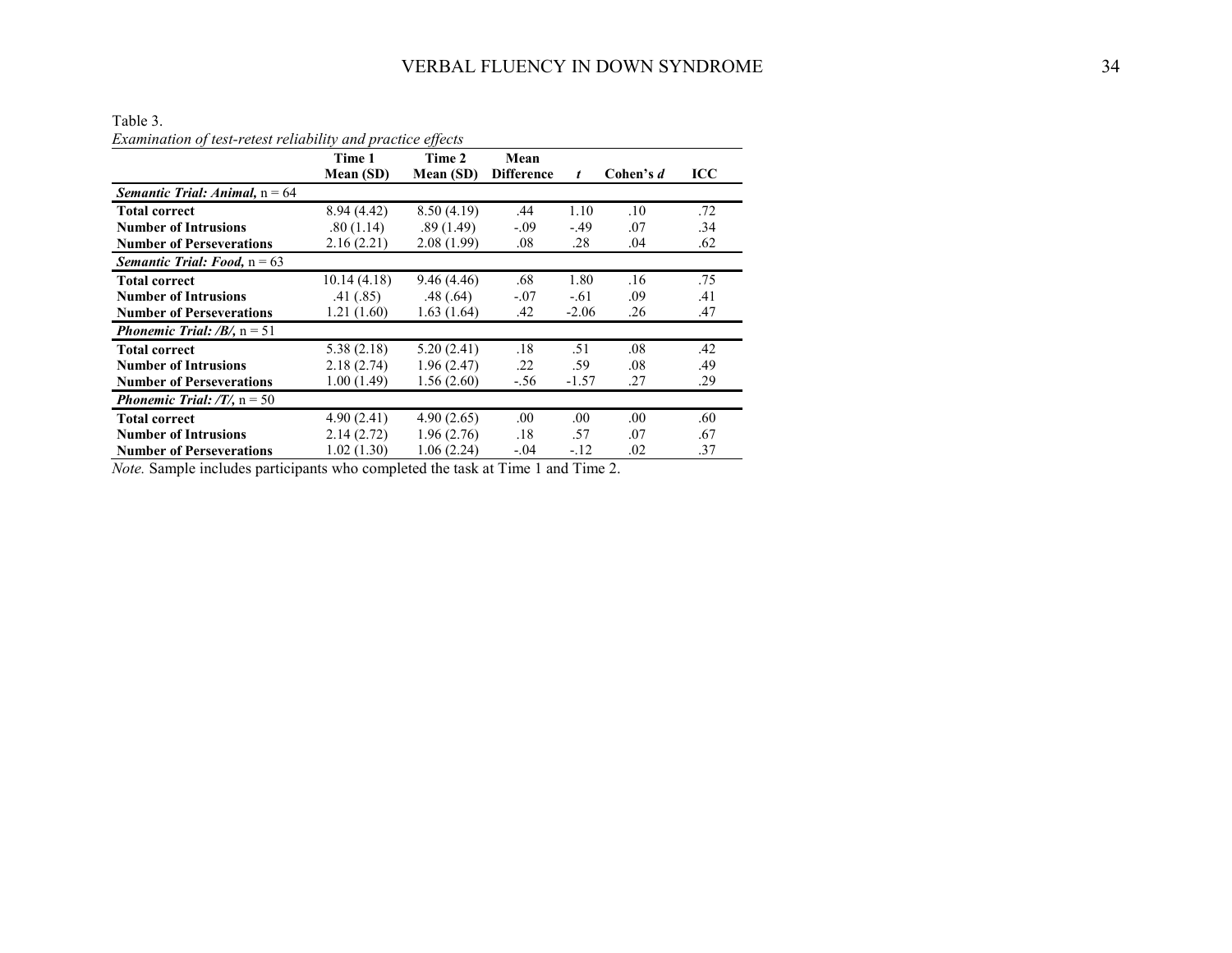Table 3.

*Examination of test-retest reliability and practice effects*

| | Time 1 Mean (SD) | Time 2 Mean (SD) | Mean Difference | *t* | Cohen's *d* | ICC |
|---|---|---|---|---|---|---|
| ***Semantic Trial: Animal,*** n = 64 | | | | | | |
| **Total correct** | 8.94 (4.42) | 8.50 (4.19) | .44 | 1.10 | .10 | .72 |
| **Number of Intrusions** | .80 (1.14) | .89 (1.49) | -.09 | -.49 | .07 | .34 |
| **Number of Perseverations** | 2.16 (2.21) | 2.08 (1.99) | .08 | .28 | .04 | .62 |
| ***Semantic Trial: Food,*** n = 63 | | | | | | |
| **Total correct** | 10.14 (4.18) | 9.46 (4.46) | .68 | 1.80 | .16 | .75 |
| **Number of Intrusions** | .41 (.85) | .48 (.64) | -.07 | -.61 | .09 | .41 |
| **Number of Perseverations** | 1.21 (1.60) | 1.63 (1.64) | .42 | -2.06 | .26 | .47 |
| ***Phonemic Trial: /B/,*** n = 51 | | | | | | |
| **Total correct** | 5.38 (2.18) | 5.20 (2.41) | .18 | .51 | .08 | .42 |
| **Number of Intrusions** | 2.18 (2.74) | 1.96 (2.47) | .22 | .59 | .08 | .49 |
| **Number of Perseverations** | 1.00 (1.49) | 1.56 (2.60) | -.56 | -1.57 | .27 | .29 |
| ***Phonemic Trial: /T/,*** n = 50 | | | | | | |
| **Total correct** | 4.90 (2.41) | 4.90 (2.65) | .00 | .00 | .00 | .60 |
| **Number of Intrusions** | 2.14 (2.72) | 1.96 (2.76) | .18 | .57 | .07 | .67 |
| **Number of Perseverations** | 1.02 (1.30) | 1.06 (2.24) | -.04 | -.12 | .02 | .37 |

*Note.* Sample includes participants who completed the task at Time 1 and Time 2.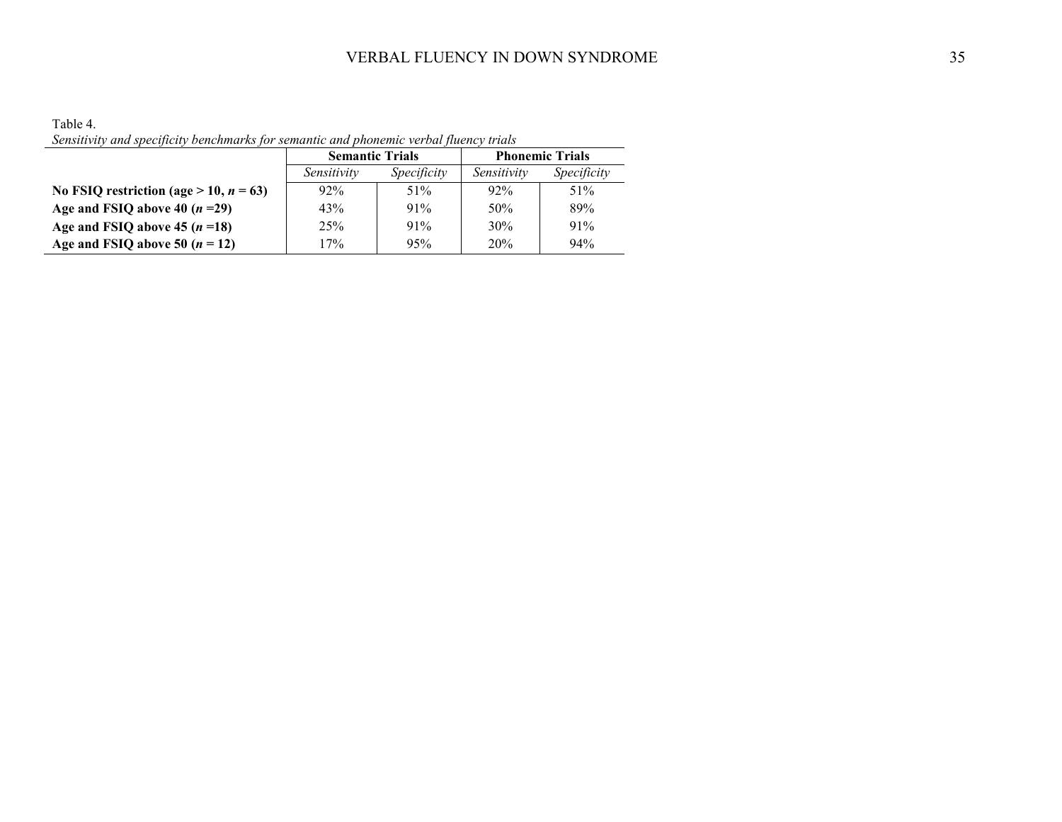Table 4.

*Sensitivity and specificity benchmarks for semantic and phonemic verbal fluency trials*

| | **Semantic Trials** | | **Phonemic Trials** | |
|---|---|---|---|---|
| | *Sensitivity* | *Specificity* | *Sensitivity* | *Specificity* |
| **No FSIQ restriction (age > 10, *n* = 63)** | 92% | 51% | 92% | 51% |
| **Age and FSIQ above 40 (*n* =29)** | 43% | 91% | 50% | 89% |
| **Age and FSIQ above 45 (*n* =18)** | 25% | 91% | 30% | 91% |
| **Age and FSIQ above 50 (*n* = 12)** | 17% | 95% | 20% | 94% |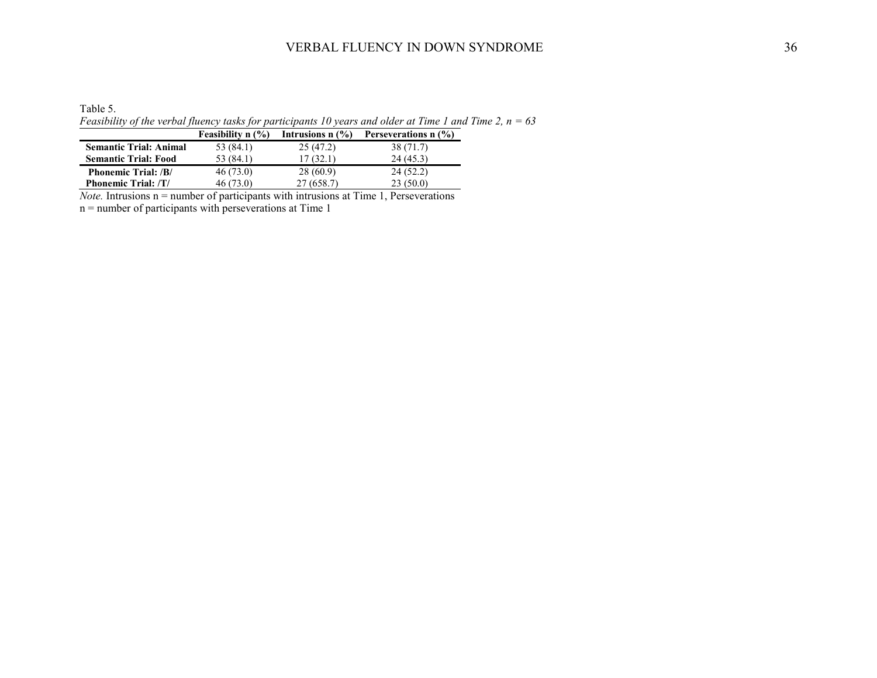Table 5.

*Feasibility of the verbal fluency tasks for participants 10 years and older at Time 1 and Time 2, n = 63*

| | Feasibility n (%) | Intrusions n (%) | Perseverations n (%) |
|---|---|---|---|
| **Semantic Trial: Animal** | 53 (84.1) | 25 (47.2) | 38 (71.7) |
| **Semantic Trial: Food** | 53 (84.1) | 17 (32.1) | 24 (45.3) |
| **Phonemic Trial: /B/** | 46 (73.0) | 28 (60.9) | 24 (52.2) |
| **Phonemic Trial: /T/** | 46 (73.0) | 27 (658.7) | 23 (50.0) |

*Note.* Intrusions n = number of participants with intrusions at Time 1, Perseverations n = number of participants with perseverations at Time 1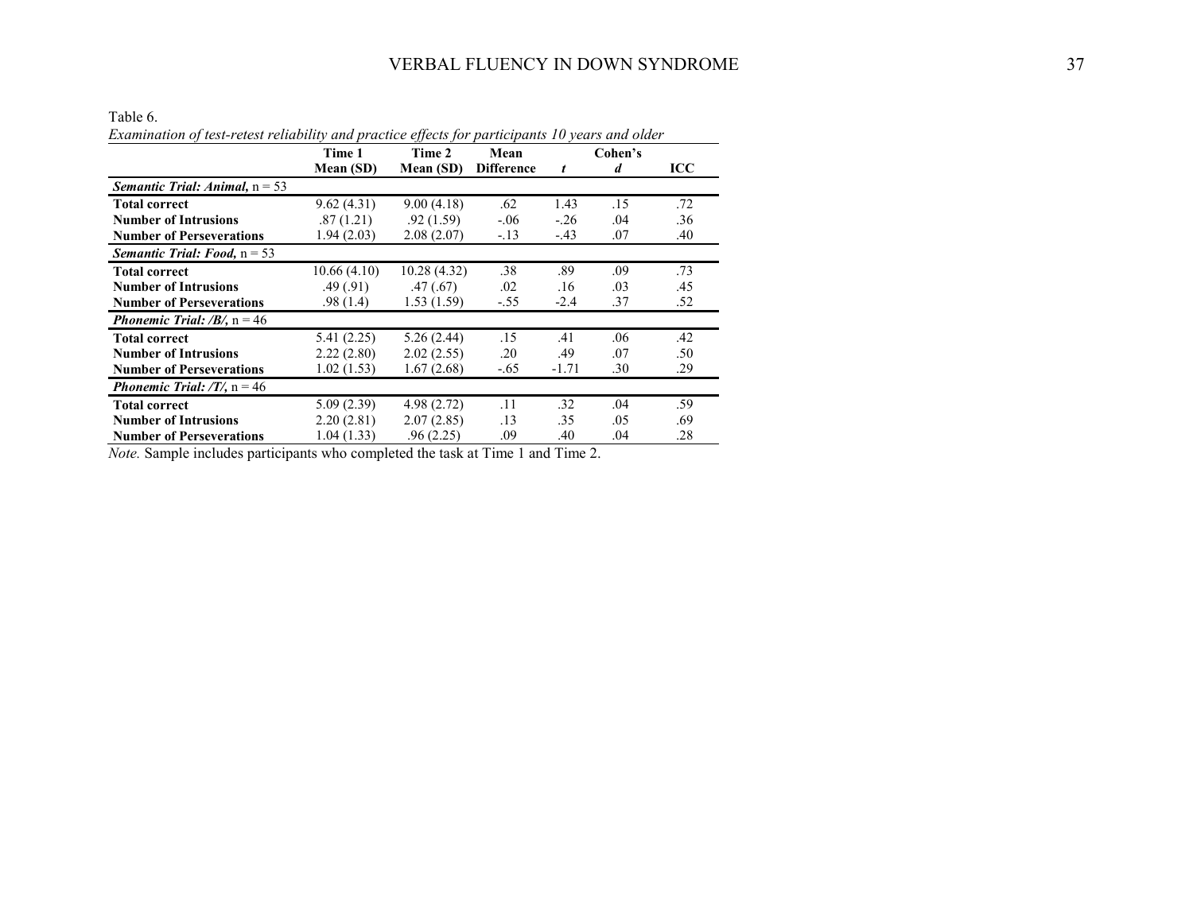Table 6.

*Examination of test-retest reliability and practice effects for participants 10 years and older*

| | Time 1 Mean (SD) | Time 2 Mean (SD) | Mean Difference | *t* | Cohen's *d* | ICC |
|---|---|---|---|---|---|---|
| ***Semantic Trial: Animal,*** n = 53 | | | | | | |
| **Total correct** | 9.62 (4.31) | 9.00 (4.18) | .62 | 1.43 | .15 | .72 |
| **Number of Intrusions** | .87 (1.21) | .92 (1.59) | -.06 | -.26 | .04 | .36 |
| **Number of Perseverations** | 1.94 (2.03) | 2.08 (2.07) | -.13 | -.43 | .07 | .40 |
| ***Semantic Trial: Food,*** n = 53 | | | | | | |
| **Total correct** | 10.66 (4.10) | 10.28 (4.32) | .38 | .89 | .09 | .73 |
| **Number of Intrusions** | .49 (.91) | .47 (.67) | .02 | .16 | .03 | .45 |
| **Number of Perseverations** | .98 (1.4) | 1.53 (1.59) | -.55 | -2.4 | .37 | .52 |
| ***Phonemic Trial: /B/,*** n = 46 | | | | | | |
| **Total correct** | 5.41 (2.25) | 5.26 (2.44) | .15 | .41 | .06 | .42 |
| **Number of Intrusions** | 2.22 (2.80) | 2.02 (2.55) | .20 | .49 | .07 | .50 |
| **Number of Perseverations** | 1.02 (1.53) | 1.67 (2.68) | -.65 | -1.71 | .30 | .29 |
| ***Phonemic Trial: /T/,*** n = 46 | | | | | | |
| **Total correct** | 5.09 (2.39) | 4.98 (2.72) | .11 | .32 | .04 | .59 |
| **Number of Intrusions** | 2.20 (2.81) | 2.07 (2.85) | .13 | .35 | .05 | .69 |
| **Number of Perseverations** | 1.04 (1.33) | .96 (2.25) | .09 | .40 | .04 | .28 |

*Note.* Sample includes participants who completed the task at Time 1 and Time 2.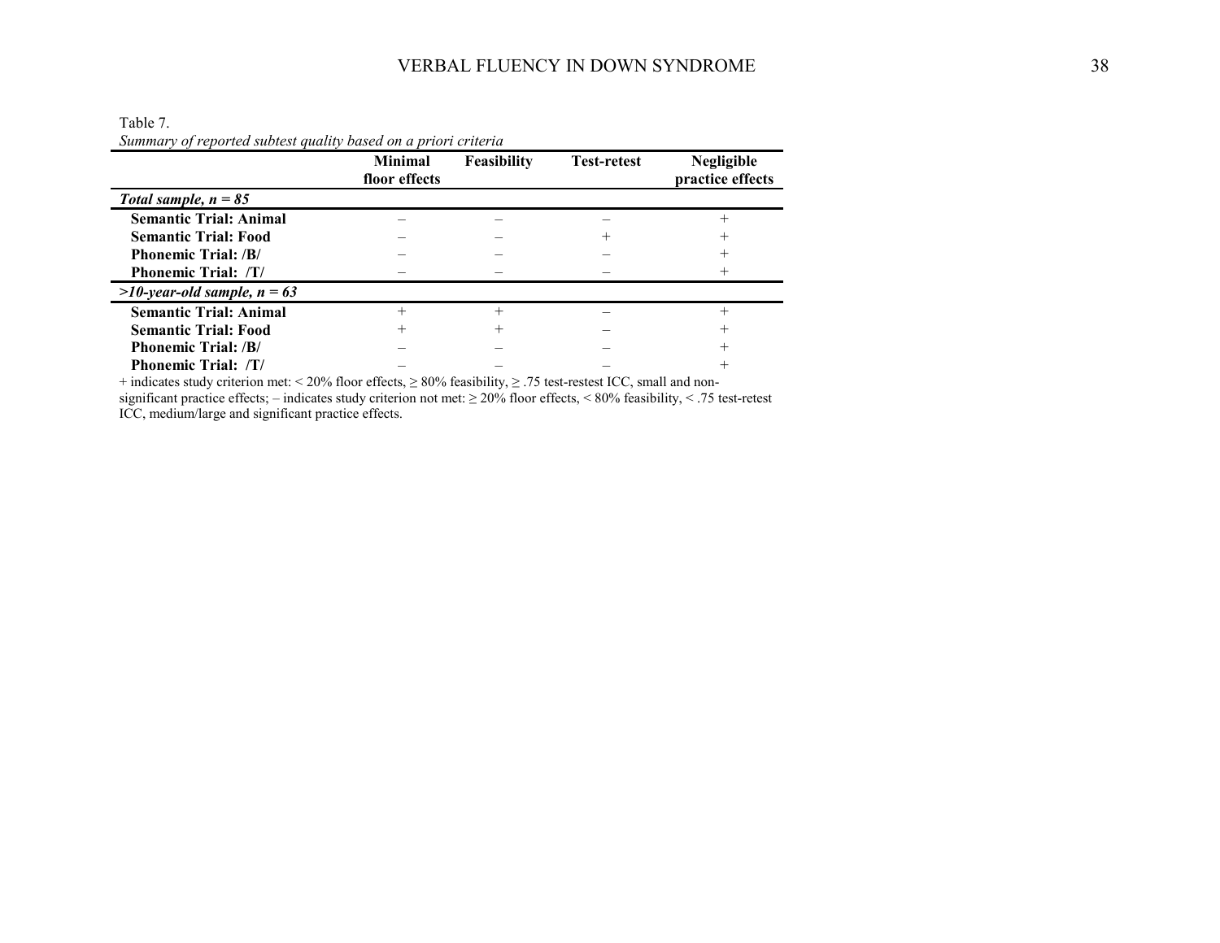Table 7.

*Summary of reported subtest quality based on a priori criteria*

| | Minimal floor effects | Feasibility | Test-retest | Negligible practice effects |
|---|---|---|---|---|
| ***Total sample, n = 85*** | | | | |
| **Semantic Trial: Animal** | – | – | – | + |
| **Semantic Trial: Food** | – | – | + | + |
| **Phonemic Trial: /B/** | – | – | – | + |
| **Phonemic Trial: /T/** | – | – | – | + |
| ***>10-year-old sample, n = 63*** | | | | |
| **Semantic Trial: Animal** | + | + | – | + |
| **Semantic Trial: Food** | + | + | – | + |
| **Phonemic Trial: /B/** | – | – | – | + |
| **Phonemic Trial: /T/** | – | – | – | + |

+ indicates study criterion met: < 20% floor effects, ≥ 80% feasibility, ≥ .75 test-restest ICC, small and non-significant practice effects; – indicates study criterion not met: ≥ 20% floor effects, < 80% feasibility, < .75 test-retest ICC, medium/large and significant practice effects.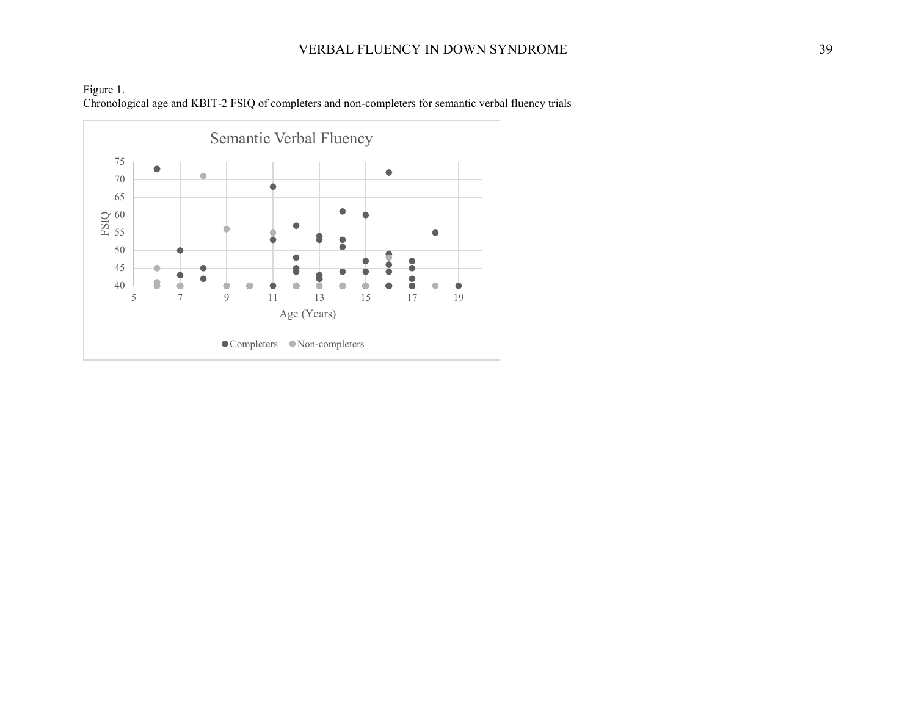Figure 1.
Chronological age and KBIT-2 FSIQ of completers and non-completers for semantic verbal fluency trials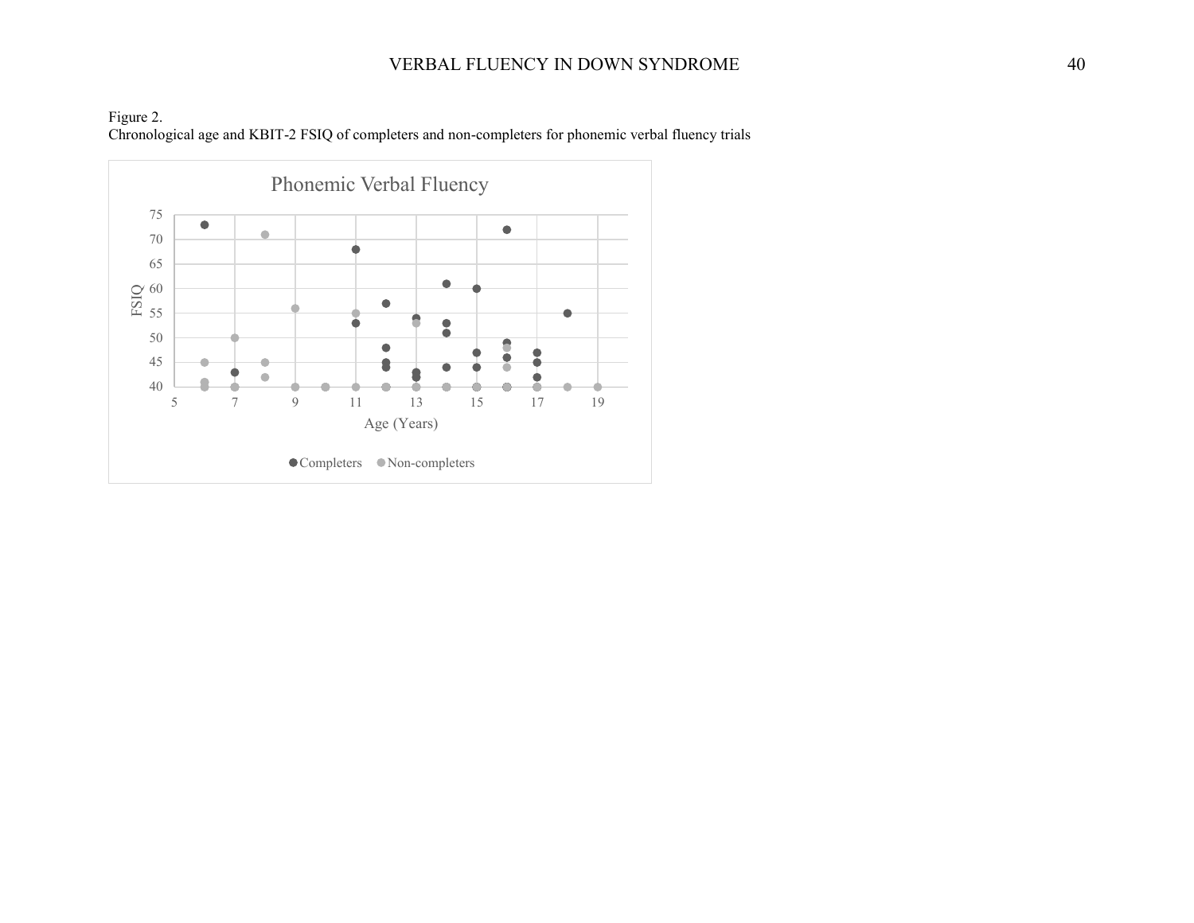Figure 2.

Chronological age and KBIT-2 FSIQ of completers and non-completers for phonemic verbal fluency trials

Phonemic Verbal Fluency

FSIQ

75
70
65
60
55
50
45
40

5
7
9
11
13
15
17
19

Age (Years)

Completers
Non-completers